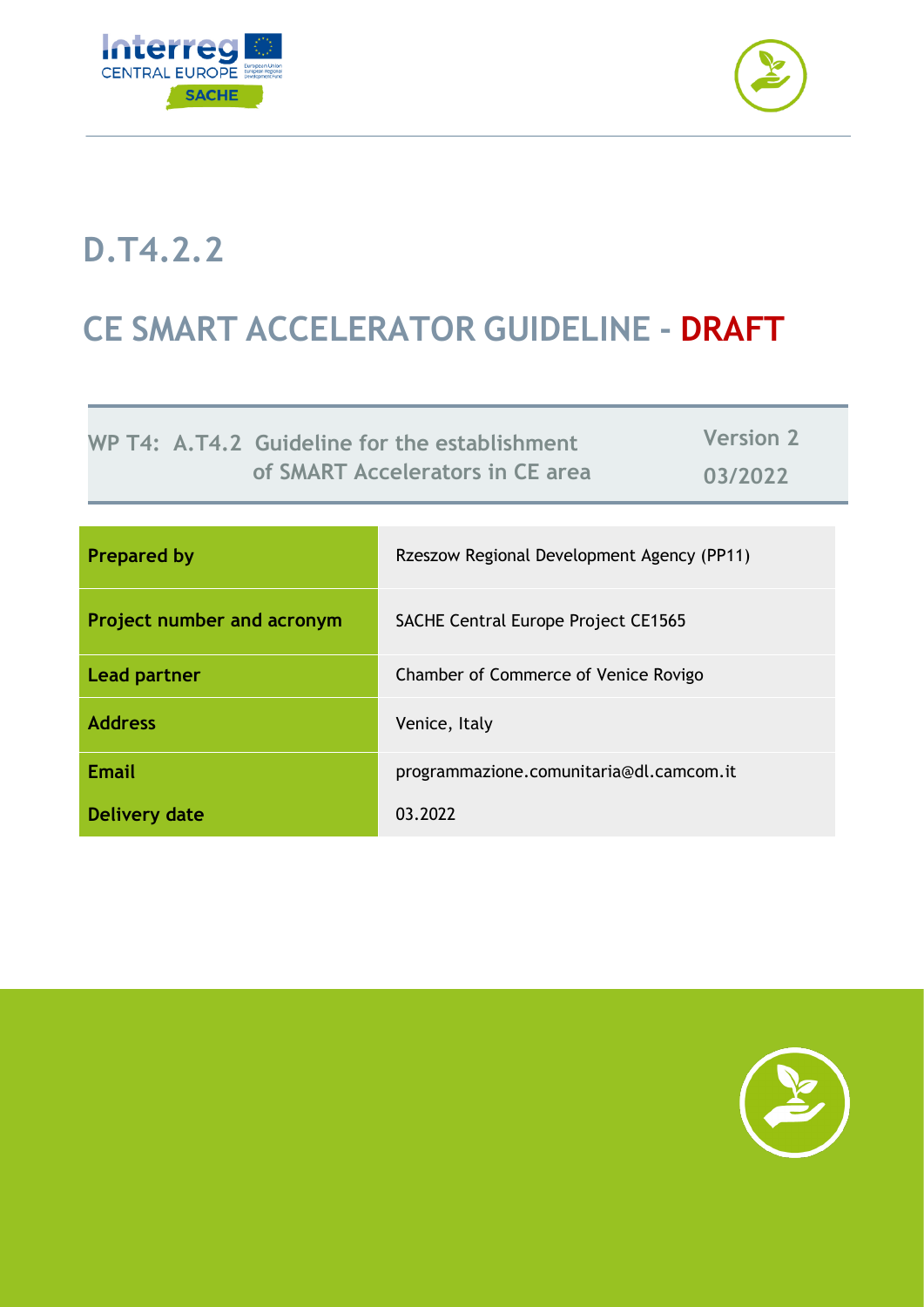# D.T4.2.2

# CE SMART ACCELERATOR GUIDELINE - DRAFT

| WP T4: A.T4.2 Guideline for the establishment of SMART Accelerators in CE area | Version 2 03/2022 |
|---|---|

| | |
|---|---|
| **Prepared by** | Rzeszow Regional Development Agency (PP11) |
| **Project number and acronym** | SACHE Central Europe Project CE1565 |
| **Lead partner** | Chamber of Commerce of Venice Rovigo |
| **Address** | Venice, Italy |
| **Email** | programmazione.comunitaria@dl.camcom.it |
| **Delivery date** | 03.2022 |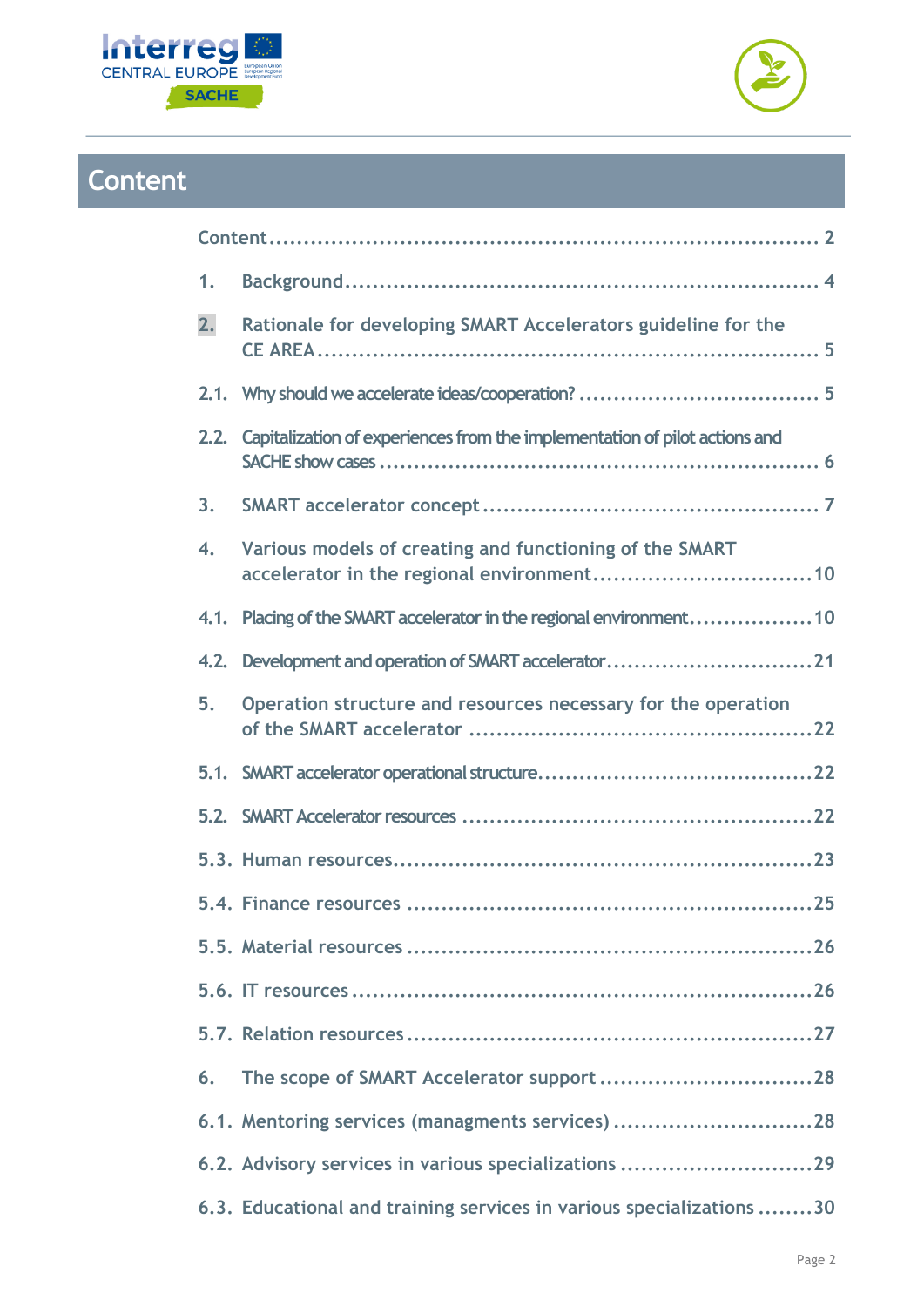# Content

Content ..................................................................................... 2

1. Background ..................................................................................... 4

2. Rationale for developing SMART Accelerators guideline for the CE AREA ..................................................................................... 5

2.1. Why should we accelerate ideas/cooperation? ..................................................................................... 5

2.2. Capitalization of experiences from the implementation of pilot actions and SACHE show cases ..................................................................................... 6

3. SMART accelerator concept ..................................................................................... 7

4. Various models of creating and functioning of the SMART accelerator in the regional environment ..................................................................................... 10

4.1. Placing of the SMART accelerator in the regional environment ..................................................................................... 10

4.2. Development and operation of SMART accelerator ..................................................................................... 21

5. Operation structure and resources necessary for the operation of the SMART accelerator ..................................................................................... 22

5.1. SMART accelerator operational structure ..................................................................................... 22

5.2. SMART Accelerator resources ..................................................................................... 22

5.3. Human resources ..................................................................................... 23

5.4. Finance resources ..................................................................................... 25

5.5. Material resources ..................................................................................... 26

5.6. IT resources ..................................................................................... 26

5.7. Relation resources ..................................................................................... 27

6. The scope of SMART Accelerator support ..................................................................................... 28

6.1. Mentoring services (managments services) ..................................................................................... 28

6.2. Advisory services in various specializations ..................................................................................... 29

6.3. Educational and training services in various specializations ..................................................................................... 30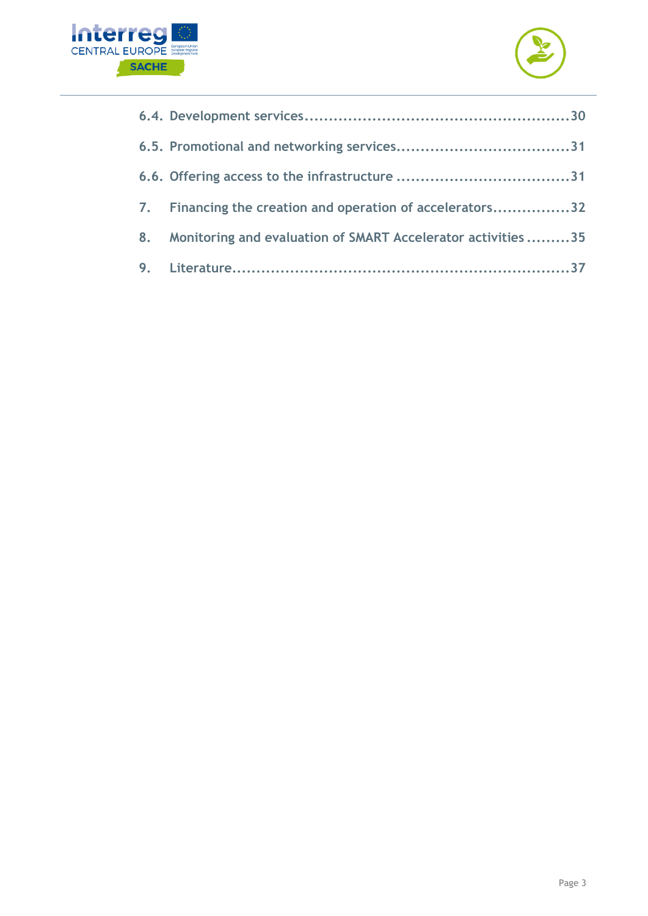6.4. Development services.......................................................30

6.5. Promotional and networking services....................................31

6.6. Offering access to the infrastructure ....................................31

7. Financing the creation and operation of accelerators................32

8. Monitoring and evaluation of SMART Accelerator activities .........35

9. Literature.....................................................................37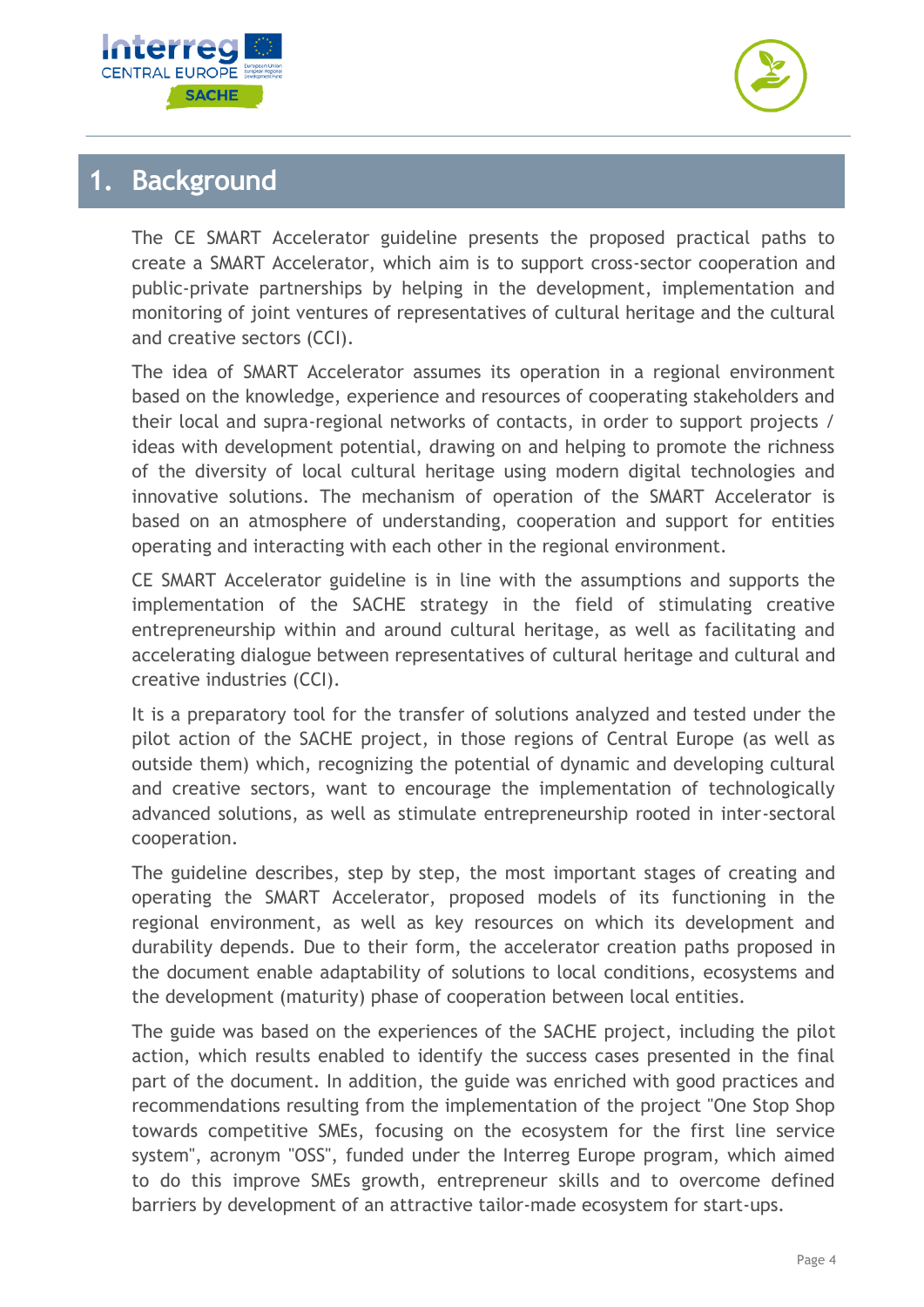# 1. Background

The CE SMART Accelerator guideline presents the proposed practical paths to create a SMART Accelerator, which aim is to support cross-sector cooperation and public-private partnerships by helping in the development, implementation and monitoring of joint ventures of representatives of cultural heritage and the cultural and creative sectors (CCI).

The idea of SMART Accelerator assumes its operation in a regional environment based on the knowledge, experience and resources of cooperating stakeholders and their local and supra-regional networks of contacts, in order to support projects / ideas with development potential, drawing on and helping to promote the richness of the diversity of local cultural heritage using modern digital technologies and innovative solutions. The mechanism of operation of the SMART Accelerator is based on an atmosphere of understanding, cooperation and support for entities operating and interacting with each other in the regional environment.

CE SMART Accelerator guideline is in line with the assumptions and supports the implementation of the SACHE strategy in the field of stimulating creative entrepreneurship within and around cultural heritage, as well as facilitating and accelerating dialogue between representatives of cultural heritage and cultural and creative industries (CCI).

It is a preparatory tool for the transfer of solutions analyzed and tested under the pilot action of the SACHE project, in those regions of Central Europe (as well as outside them) which, recognizing the potential of dynamic and developing cultural and creative sectors, want to encourage the implementation of technologically advanced solutions, as well as stimulate entrepreneurship rooted in inter-sectoral cooperation.

The guideline describes, step by step, the most important stages of creating and operating the SMART Accelerator, proposed models of its functioning in the regional environment, as well as key resources on which its development and durability depends. Due to their form, the accelerator creation paths proposed in the document enable adaptability of solutions to local conditions, ecosystems and the development (maturity) phase of cooperation between local entities.

The guide was based on the experiences of the SACHE project, including the pilot action, which results enabled to identify the success cases presented in the final part of the document. In addition, the guide was enriched with good practices and recommendations resulting from the implementation of the project "One Stop Shop towards competitive SMEs, focusing on the ecosystem for the first line service system", acronym "OSS", funded under the Interreg Europe program, which aimed to do this improve SMEs growth, entrepreneur skills and to overcome defined barriers by development of an attractive tailor-made ecosystem for start-ups.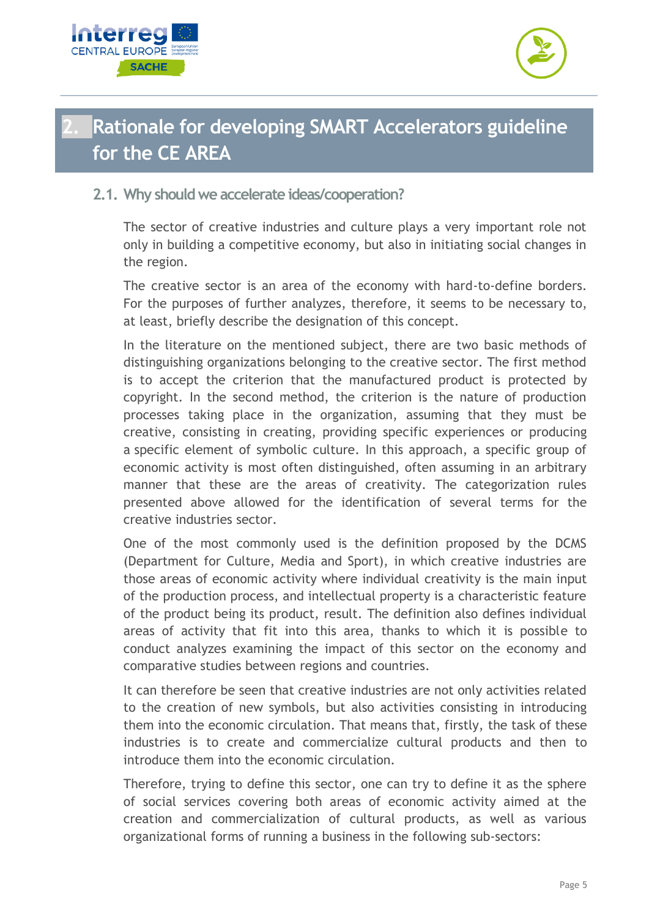# 2. Rationale for developing SMART Accelerators guideline for the CE AREA

## 2.1. Why should we accelerate ideas/cooperation?

The sector of creative industries and culture plays a very important role not only in building a competitive economy, but also in initiating social changes in the region.

The creative sector is an area of the economy with hard-to-define borders. For the purposes of further analyzes, therefore, it seems to be necessary to, at least, briefly describe the designation of this concept.

In the literature on the mentioned subject, there are two basic methods of distinguishing organizations belonging to the creative sector. The first method is to accept the criterion that the manufactured product is protected by copyright. In the second method, the criterion is the nature of production processes taking place in the organization, assuming that they must be creative, consisting in creating, providing specific experiences or producing a specific element of symbolic culture. In this approach, a specific group of economic activity is most often distinguished, often assuming in an arbitrary manner that these are the areas of creativity. The categorization rules presented above allowed for the identification of several terms for the creative industries sector.

One of the most commonly used is the definition proposed by the DCMS (Department for Culture, Media and Sport), in which creative industries are those areas of economic activity where individual creativity is the main input of the production process, and intellectual property is a characteristic feature of the product being its product, result. The definition also defines individual areas of activity that fit into this area, thanks to which it is possible to conduct analyzes examining the impact of this sector on the economy and comparative studies between regions and countries.

It can therefore be seen that creative industries are not only activities related to the creation of new symbols, but also activities consisting in introducing them into the economic circulation. That means that, firstly, the task of these industries is to create and commercialize cultural products and then to introduce them into the economic circulation.

Therefore, trying to define this sector, one can try to define it as the sphere of social services covering both areas of economic activity aimed at the creation and commercialization of cultural products, as well as various organizational forms of running a business in the following sub-sectors: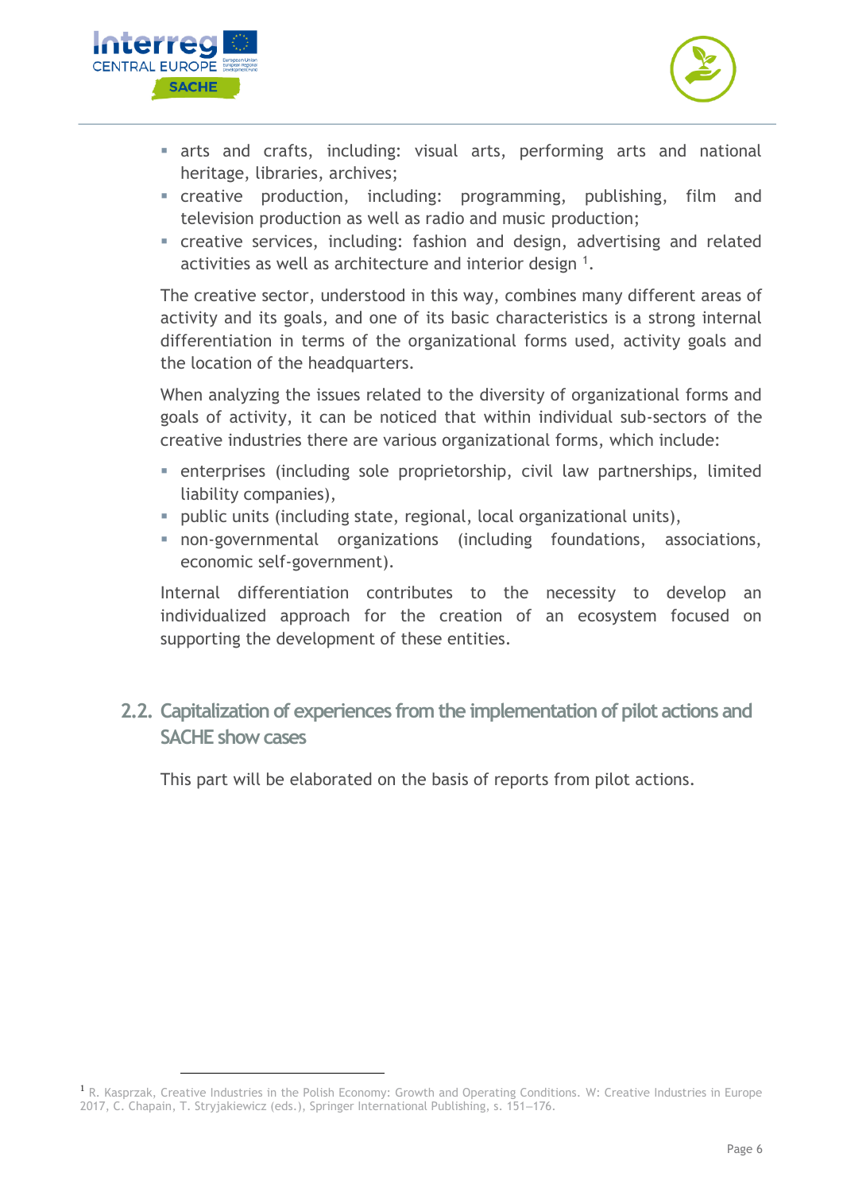- arts and crafts, including: visual arts, performing arts and national heritage, libraries, archives;
- creative production, including: programming, publishing, film and television production as well as radio and music production;
- creative services, including: fashion and design, advertising and related activities as well as architecture and interior design [1].

The creative sector, understood in this way, combines many different areas of activity and its goals, and one of its basic characteristics is a strong internal differentiation in terms of the organizational forms used, activity goals and the location of the headquarters.

When analyzing the issues related to the diversity of organizational forms and goals of activity, it can be noticed that within individual sub-sectors of the creative industries there are various organizational forms, which include:

- enterprises (including sole proprietorship, civil law partnerships, limited liability companies),
- public units (including state, regional, local organizational units),
- non-governmental organizations (including foundations, associations, economic self-government).

Internal differentiation contributes to the necessity to develop an individualized approach for the creation of an ecosystem focused on supporting the development of these entities.

## 2.2. Capitalization of experiences from the implementation of pilot actions and SACHE show cases

This part will be elaborated on the basis of reports from pilot actions.

[1] R. Kasprzak, Creative Industries in the Polish Economy: Growth and Operating Conditions. W: Creative Industries in Europe 2017, C. Chapain, T. Stryjakiewicz (eds.), Springer International Publishing, s. 151–176.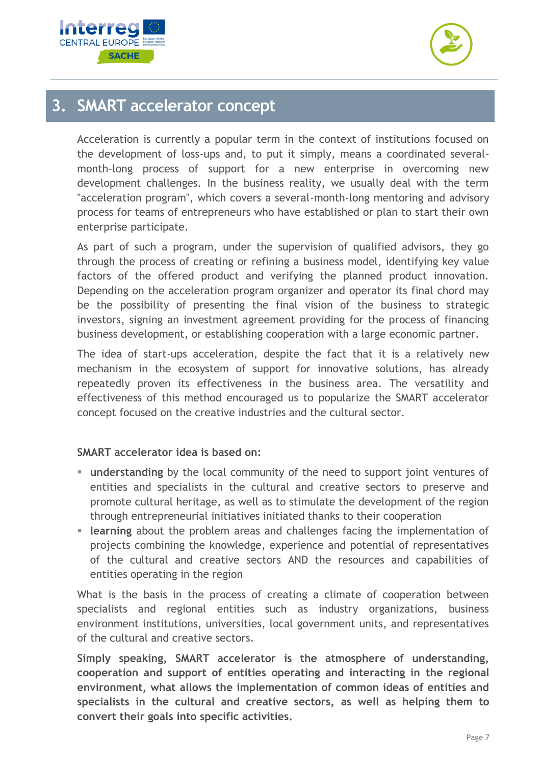# 3. SMART accelerator concept

Acceleration is currently a popular term in the context of institutions focused on the development of loss-ups and, to put it simply, means a coordinated several-month-long process of support for a new enterprise in overcoming new development challenges. In the business reality, we usually deal with the term "acceleration program", which covers a several-month-long mentoring and advisory process for teams of entrepreneurs who have established or plan to start their own enterprise participate.

As part of such a program, under the supervision of qualified advisors, they go through the process of creating or refining a business model, identifying key value factors of the offered product and verifying the planned product innovation. Depending on the acceleration program organizer and operator its final chord may be the possibility of presenting the final vision of the business to strategic investors, signing an investment agreement providing for the process of financing business development, or establishing cooperation with a large economic partner.

The idea of start-ups acceleration, despite the fact that it is a relatively new mechanism in the ecosystem of support for innovative solutions, has already repeatedly proven its effectiveness in the business area. The versatility and effectiveness of this method encouraged us to popularize the SMART accelerator concept focused on the creative industries and the cultural sector.

**SMART accelerator idea is based on:**

- **understanding** by the local community of the need to support joint ventures of entities and specialists in the cultural and creative sectors to preserve and promote cultural heritage, as well as to stimulate the development of the region through entrepreneurial initiatives initiated thanks to their cooperation
- **learning** about the problem areas and challenges facing the implementation of projects combining the knowledge, experience and potential of representatives of the cultural and creative sectors AND the resources and capabilities of entities operating in the region

What is the basis in the process of creating a climate of cooperation between specialists and regional entities such as industry organizations, business environment institutions, universities, local government units, and representatives of the cultural and creative sectors.

**Simply speaking, SMART accelerator is the atmosphere of understanding, cooperation and support of entities operating and interacting in the regional environment, what allows the implementation of common ideas of entities and specialists in the cultural and creative sectors, as well as helping them to convert their goals into specific activities.**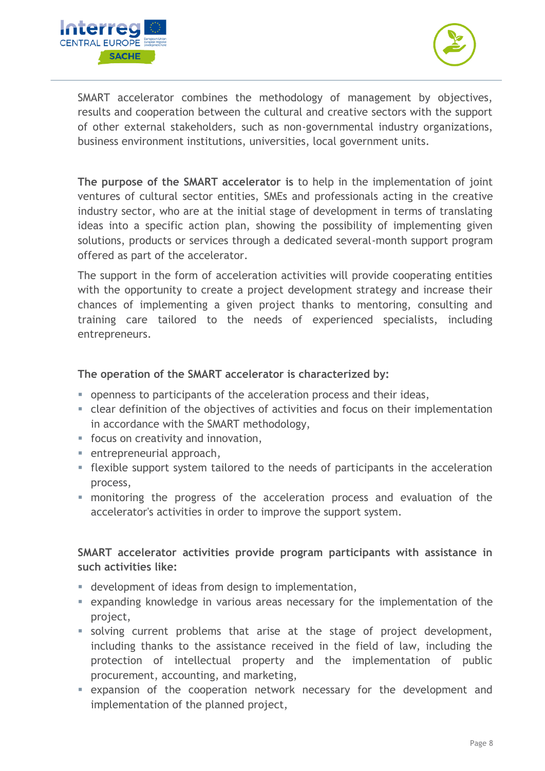SMART accelerator combines the methodology of management by objectives, results and cooperation between the cultural and creative sectors with the support of other external stakeholders, such as non-governmental industry organizations, business environment institutions, universities, local government units.

**The purpose of the SMART accelerator is** to help in the implementation of joint ventures of cultural sector entities, SMEs and professionals acting in the creative industry sector, who are at the initial stage of development in terms of translating ideas into a specific action plan, showing the possibility of implementing given solutions, products or services through a dedicated several-month support program offered as part of the accelerator.

The support in the form of acceleration activities will provide cooperating entities with the opportunity to create a project development strategy and increase their chances of implementing a given project thanks to mentoring, consulting and training care tailored to the needs of experienced specialists, including entrepreneurs.

**The operation of the SMART accelerator is characterized by:**

- openness to participants of the acceleration process and their ideas,
- clear definition of the objectives of activities and focus on their implementation in accordance with the SMART methodology,
- focus on creativity and innovation,
- entrepreneurial approach,
- flexible support system tailored to the needs of participants in the acceleration process,
- monitoring the progress of the acceleration process and evaluation of the accelerator's activities in order to improve the support system.

**SMART accelerator activities provide program participants with assistance in such activities like:**

- development of ideas from design to implementation,
- expanding knowledge in various areas necessary for the implementation of the project,
- solving current problems that arise at the stage of project development, including thanks to the assistance received in the field of law, including the protection of intellectual property and the implementation of public procurement, accounting, and marketing,
- expansion of the cooperation network necessary for the development and implementation of the planned project,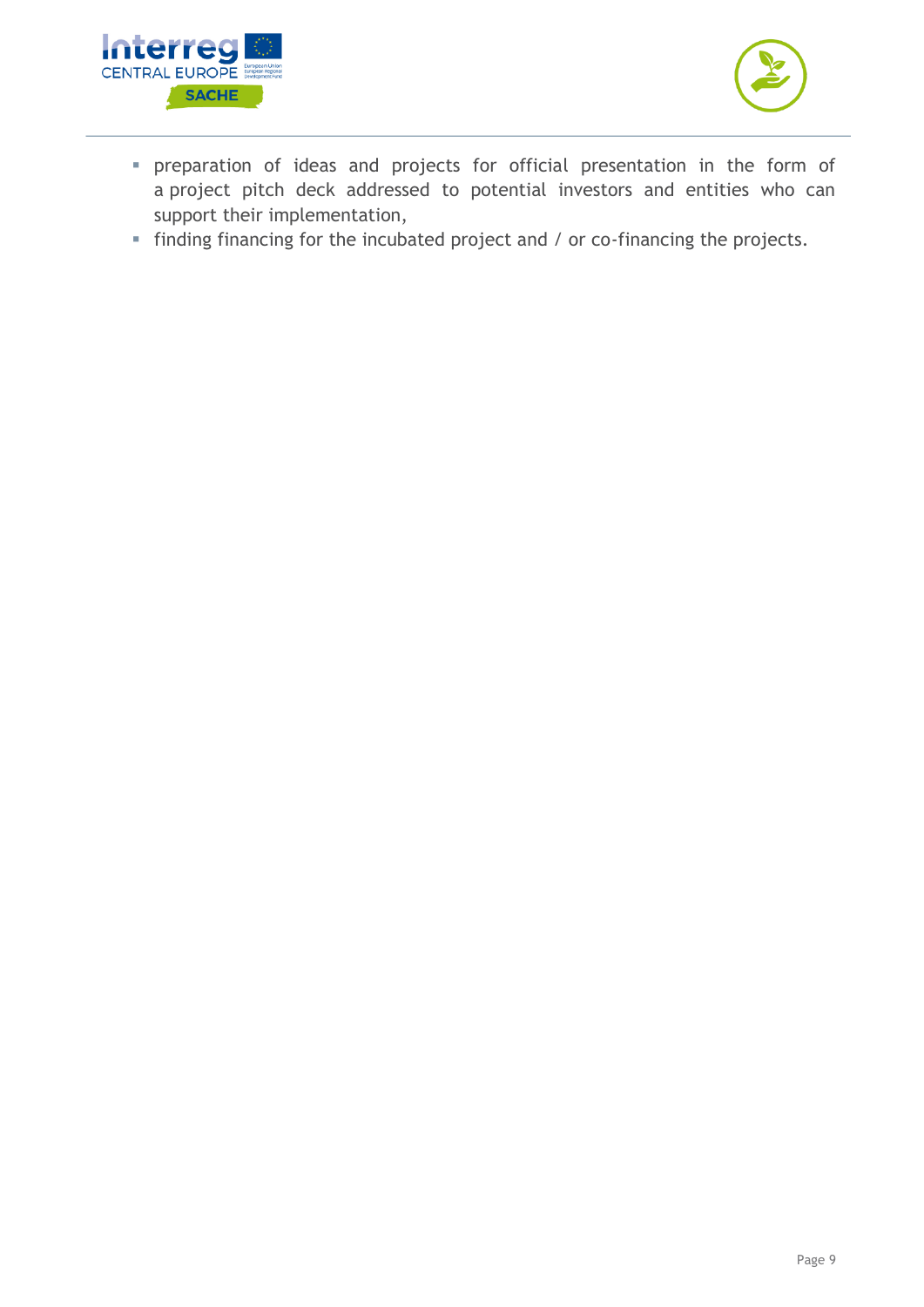- preparation of ideas and projects for official presentation in the form of a project pitch deck addressed to potential investors and entities who can support their implementation,
- finding financing for the incubated project and / or co-financing the projects.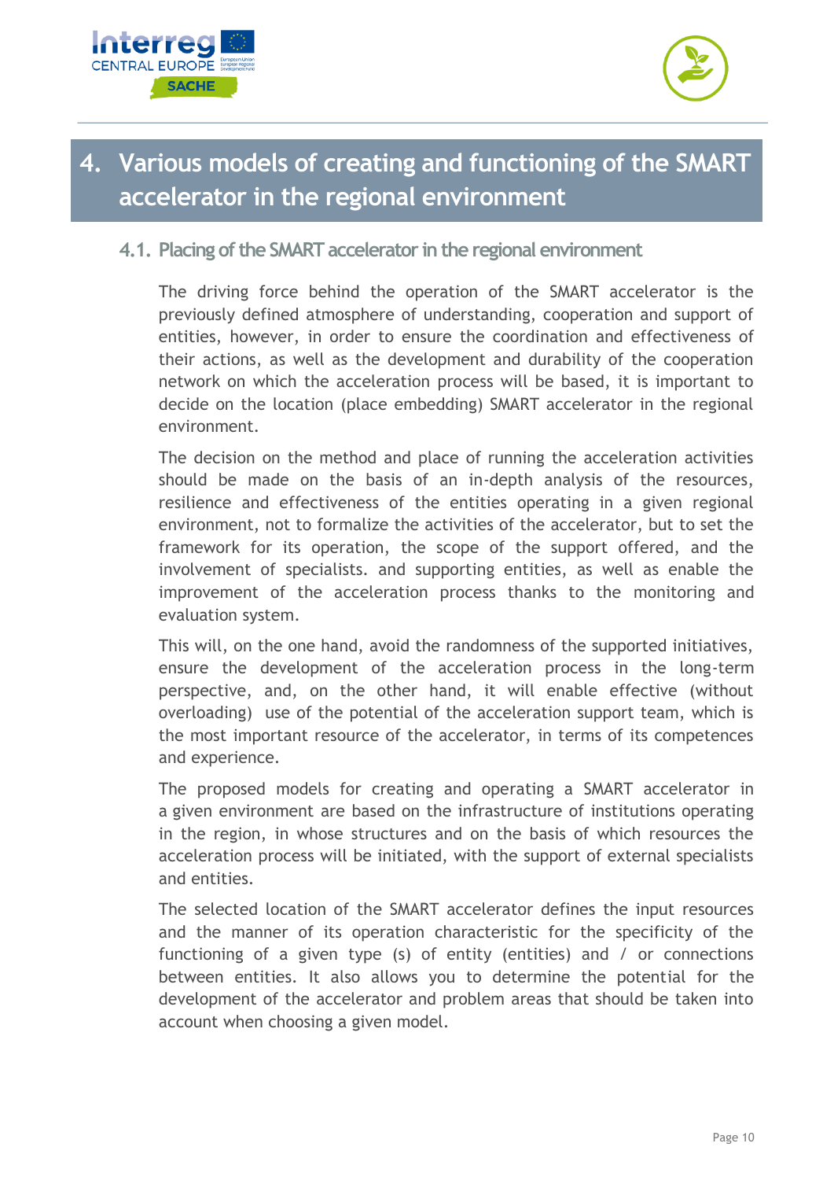# 4. Various models of creating and functioning of the SMART accelerator in the regional environment

## 4.1. Placing of the SMART accelerator in the regional environment

The driving force behind the operation of the SMART accelerator is the previously defined atmosphere of understanding, cooperation and support of entities, however, in order to ensure the coordination and effectiveness of their actions, as well as the development and durability of the cooperation network on which the acceleration process will be based, it is important to decide on the location (place embedding) SMART accelerator in the regional environment.

The decision on the method and place of running the acceleration activities should be made on the basis of an in-depth analysis of the resources, resilience and effectiveness of the entities operating in a given regional environment, not to formalize the activities of the accelerator, but to set the framework for its operation, the scope of the support offered, and the involvement of specialists. and supporting entities, as well as enable the improvement of the acceleration process thanks to the monitoring and evaluation system.

This will, on the one hand, avoid the randomness of the supported initiatives, ensure the development of the acceleration process in the long-term perspective, and, on the other hand, it will enable effective (without overloading) use of the potential of the acceleration support team, which is the most important resource of the accelerator, in terms of its competences and experience.

The proposed models for creating and operating a SMART accelerator in a given environment are based on the infrastructure of institutions operating in the region, in whose structures and on the basis of which resources the acceleration process will be initiated, with the support of external specialists and entities.

The selected location of the SMART accelerator defines the input resources and the manner of its operation characteristic for the specificity of the functioning of a given type (s) of entity (entities) and / or connections between entities. It also allows you to determine the potential for the development of the accelerator and problem areas that should be taken into account when choosing a given model.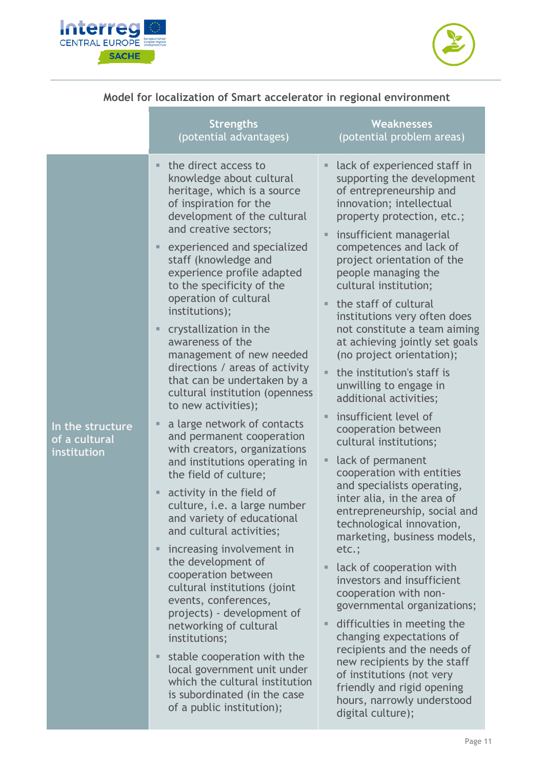Model for localization of Smart accelerator in regional environment

| | Strengths (potential advantages) | Weaknesses (potential problem areas) |
|---|---|---|
| In the structure of a cultural institution | ▪ the direct access to knowledge about cultural heritage, which is a source of inspiration for the development of the cultural and creative sectors;<br>▪ experienced and specialized staff (knowledge and experience profile adapted to the specificity of the operation of cultural institutions);<br>▪ crystallization in the awareness of the management of new needed directions / areas of activity that can be undertaken by a cultural institution (openness to new activities);<br>▪ a large network of contacts and permanent cooperation with creators, organizations and institutions operating in the field of culture;<br>▪ activity in the field of culture, i.e. a large number and variety of educational and cultural activities;<br>▪ increasing involvement in the development of cooperation between cultural institutions (joint events, conferences, projects) - development of networking of cultural institutions;<br>▪ stable cooperation with the local government unit under which the cultural institution is subordinated (in the case of a public institution); | ▪ lack of experienced staff in supporting the development of entrepreneurship and innovation; intellectual property protection, etc.;<br>▪ insufficient managerial competences and lack of project orientation of the people managing the cultural institution;<br>▪ the staff of cultural institutions very often does not constitute a team aiming at achieving jointly set goals (no project orientation);<br>▪ the institution's staff is unwilling to engage in additional activities;<br>▪ insufficient level of cooperation between cultural institutions;<br>▪ lack of permanent cooperation with entities and specialists operating, inter alia, in the area of entrepreneurship, social and technological innovation, marketing, business models, etc.;<br>▪ lack of cooperation with investors and insufficient cooperation with non-governmental organizations;<br>▪ difficulties in meeting the changing expectations of recipients and the needs of new recipients by the staff of institutions (not very friendly and rigid opening hours, narrowly understood digital culture); |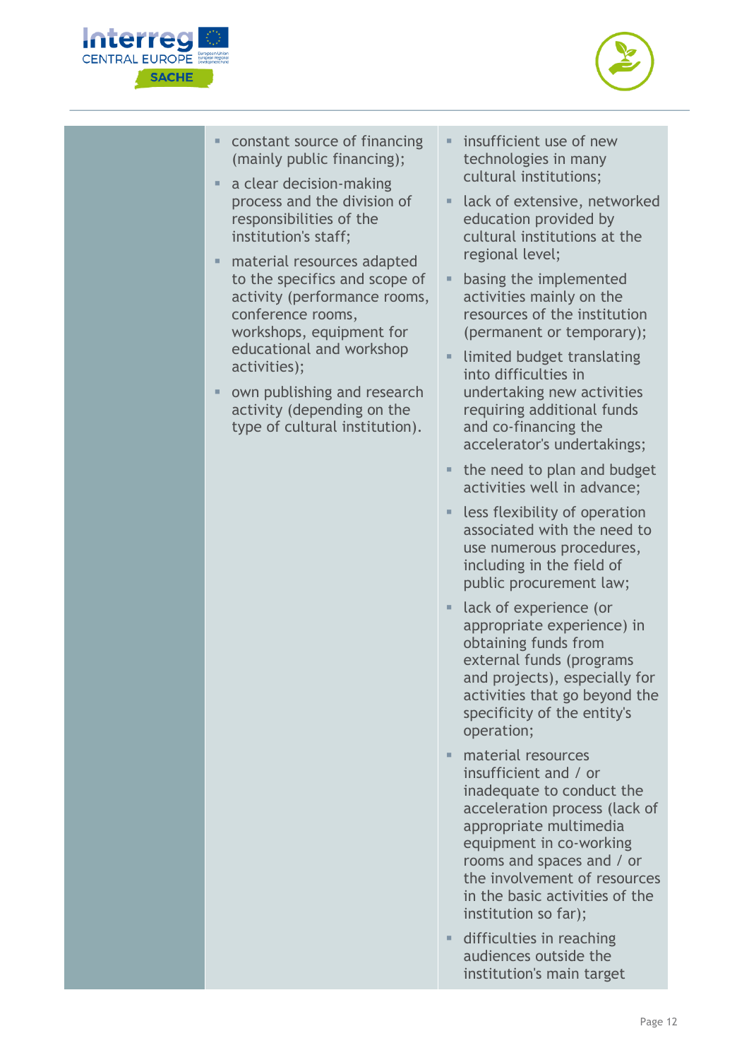| | | |
|---|---|---|
| | ▪ constant source of financing (mainly public financing);<br>▪ a clear decision-making process and the division of responsibilities of the institution's staff;<br>▪ material resources adapted to the specifics and scope of activity (performance rooms, conference rooms, workshops, equipment for educational and workshop activities);<br>▪ own publishing and research activity (depending on the type of cultural institution). | ▪ insufficient use of new technologies in many cultural institutions;<br>▪ lack of extensive, networked education provided by cultural institutions at the regional level;<br>▪ basing the implemented activities mainly on the resources of the institution (permanent or temporary);<br>▪ limited budget translating into difficulties in undertaking new activities requiring additional funds and co-financing the accelerator's undertakings;<br>▪ the need to plan and budget activities well in advance;<br>▪ less flexibility of operation associated with the need to use numerous procedures, including in the field of public procurement law;<br>▪ lack of experience (or appropriate experience) in obtaining funds from external funds (programs and projects), especially for activities that go beyond the specificity of the entity's operation;<br>▪ material resources insufficient and / or inadequate to conduct the acceleration process (lack of appropriate multimedia equipment in co-working rooms and spaces and / or the involvement of resources in the basic activities of the institution so far);<br>▪ difficulties in reaching audiences outside the institution's main target |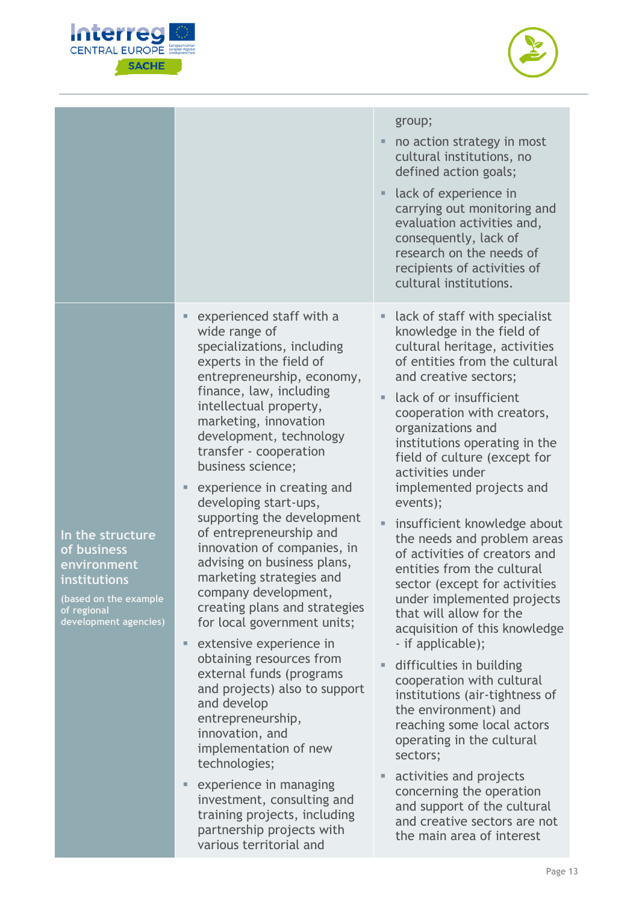| | | |
|---|---|---|
| | | group;<br>▪ no action strategy in most cultural institutions, no defined action goals;<br>▪ lack of experience in carrying out monitoring and evaluation activities and, consequently, lack of research on the needs of recipients of activities of cultural institutions. |
| **In the structure of business environment institutions**<br>(based on the example of regional development agencies) | ▪ experienced staff with a wide range of specializations, including experts in the field of entrepreneurship, economy, finance, law, including intellectual property, marketing, innovation development, technology transfer - cooperation business science;<br>▪ experience in creating and developing start-ups, supporting the development of entrepreneurship and innovation of companies, in advising on business plans, marketing strategies and company development, creating plans and strategies for local government units;<br>▪ extensive experience in obtaining resources from external funds (programs and projects) also to support and develop entrepreneurship, innovation, and implementation of new technologies;<br>▪ experience in managing investment, consulting and training projects, including partnership projects with various territorial and | ▪ lack of staff with specialist knowledge in the field of cultural heritage, activities of entities from the cultural and creative sectors;<br>▪ lack of or insufficient cooperation with creators, organizations and institutions operating in the field of culture (except for activities under implemented projects and events);<br>▪ insufficient knowledge about the needs and problem areas of activities of creators and entities from the cultural sector (except for activities under implemented projects that will allow for the acquisition of this knowledge - if applicable);<br>▪ difficulties in building cooperation with cultural institutions (air-tightness of the environment) and reaching some local actors operating in the cultural sectors;<br>▪ activities and projects concerning the operation and support of the cultural and creative sectors are not the main area of interest |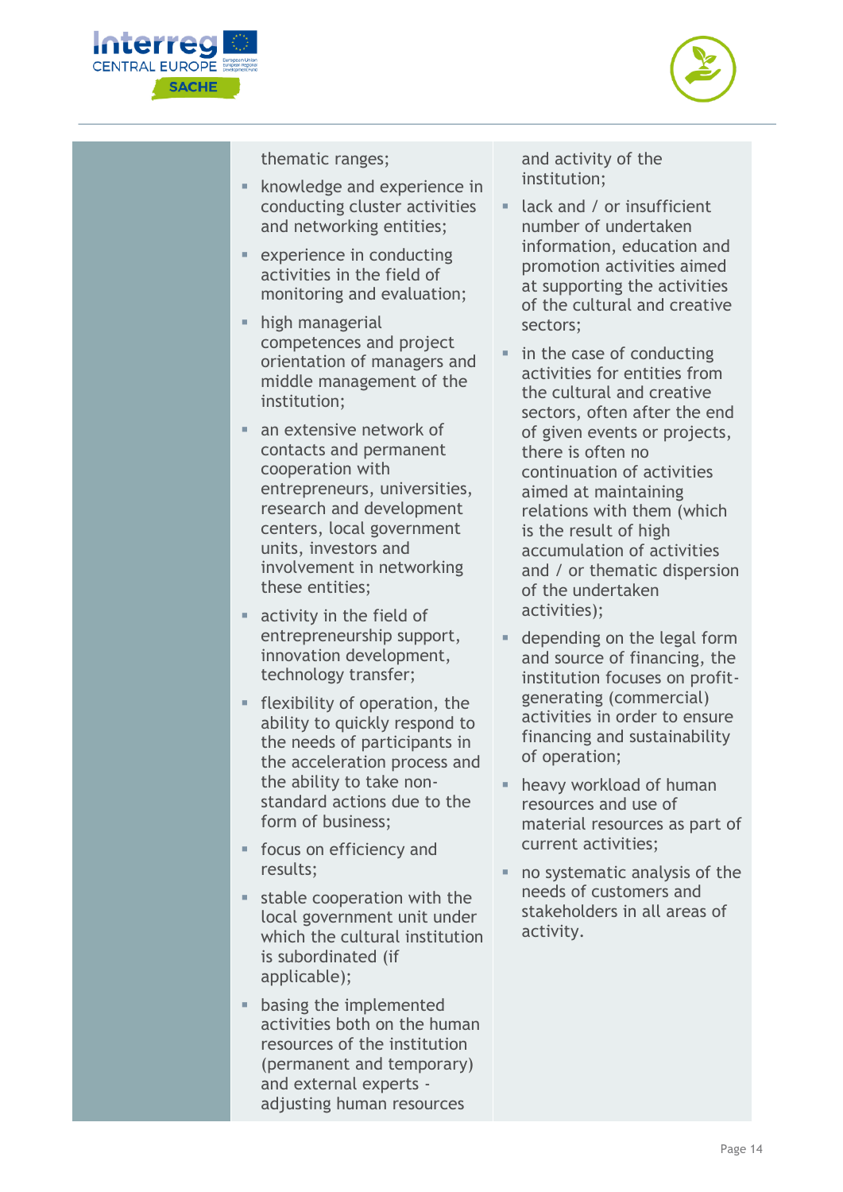| | | |
|---|---|---|
| | thematic ranges;<br>- knowledge and experience in conducting cluster activities and networking entities;<br>- experience in conducting activities in the field of monitoring and evaluation;<br>- high managerial competences and project orientation of managers and middle management of the institution;<br>- an extensive network of contacts and permanent cooperation with entrepreneurs, universities, research and development centers, local government units, investors and involvement in networking these entities;<br>- activity in the field of entrepreneurship support, innovation development, technology transfer;<br>- flexibility of operation, the ability to quickly respond to the needs of participants in the acceleration process and the ability to take non-standard actions due to the form of business;<br>- focus on efficiency and results;<br>- stable cooperation with the local government unit under which the cultural institution is subordinated (if applicable);<br>- basing the implemented activities both on the human resources of the institution (permanent and temporary) and external experts - adjusting human resources | and activity of the institution;<br>- lack and / or insufficient number of undertaken information, education and promotion activities aimed at supporting the activities of the cultural and creative sectors;<br>- in the case of conducting activities for entities from the cultural and creative sectors, often after the end of given events or projects, there is often no continuation of activities aimed at maintaining relations with them (which is the result of high accumulation of activities and / or thematic dispersion of the undertaken activities);<br>- depending on the legal form and source of financing, the institution focuses on profit-generating (commercial) activities in order to ensure financing and sustainability of operation;<br>- heavy workload of human resources and use of material resources as part of current activities;<br>- no systematic analysis of the needs of customers and stakeholders in all areas of activity. |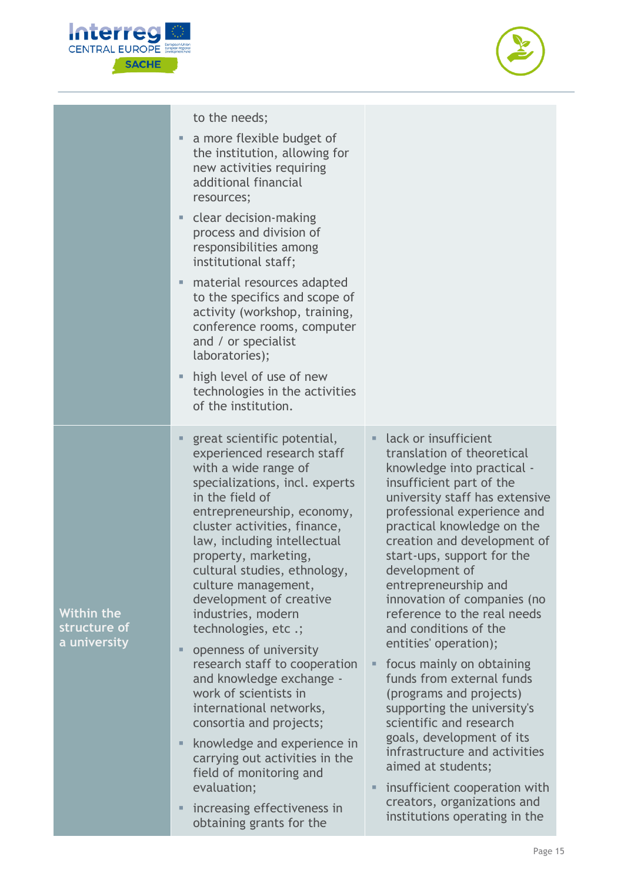| | | |
|---|---|---|
| | to the needs;<br>- a more flexible budget of the institution, allowing for new activities requiring additional financial resources;<br>- clear decision-making process and division of responsibilities among institutional staff;<br>- material resources adapted to the specifics and scope of activity (workshop, training, conference rooms, computer and / or specialist laboratories);<br>- high level of use of new technologies in the activities of the institution. | |
| **Within the structure of a university** | - great scientific potential, experienced research staff with a wide range of specializations, incl. experts in the field of entrepreneurship, economy, cluster activities, finance, law, including intellectual property, marketing, cultural studies, ethnology, culture management, development of creative industries, modern technologies, etc .;<br>- openness of university research staff to cooperation and knowledge exchange - work of scientists in international networks, consortia and projects;<br>- knowledge and experience in carrying out activities in the field of monitoring and evaluation;<br>- increasing effectiveness in obtaining grants for the | - lack or insufficient translation of theoretical knowledge into practical - insufficient part of the university staff has extensive professional experience and practical knowledge on the creation and development of start-ups, support for the development of entrepreneurship and innovation of companies (no reference to the real needs and conditions of the entities' operation);<br>- focus mainly on obtaining funds from external funds (programs and projects) supporting the university's scientific and research goals, development of its infrastructure and activities aimed at students;<br>- insufficient cooperation with creators, organizations and institutions operating in the |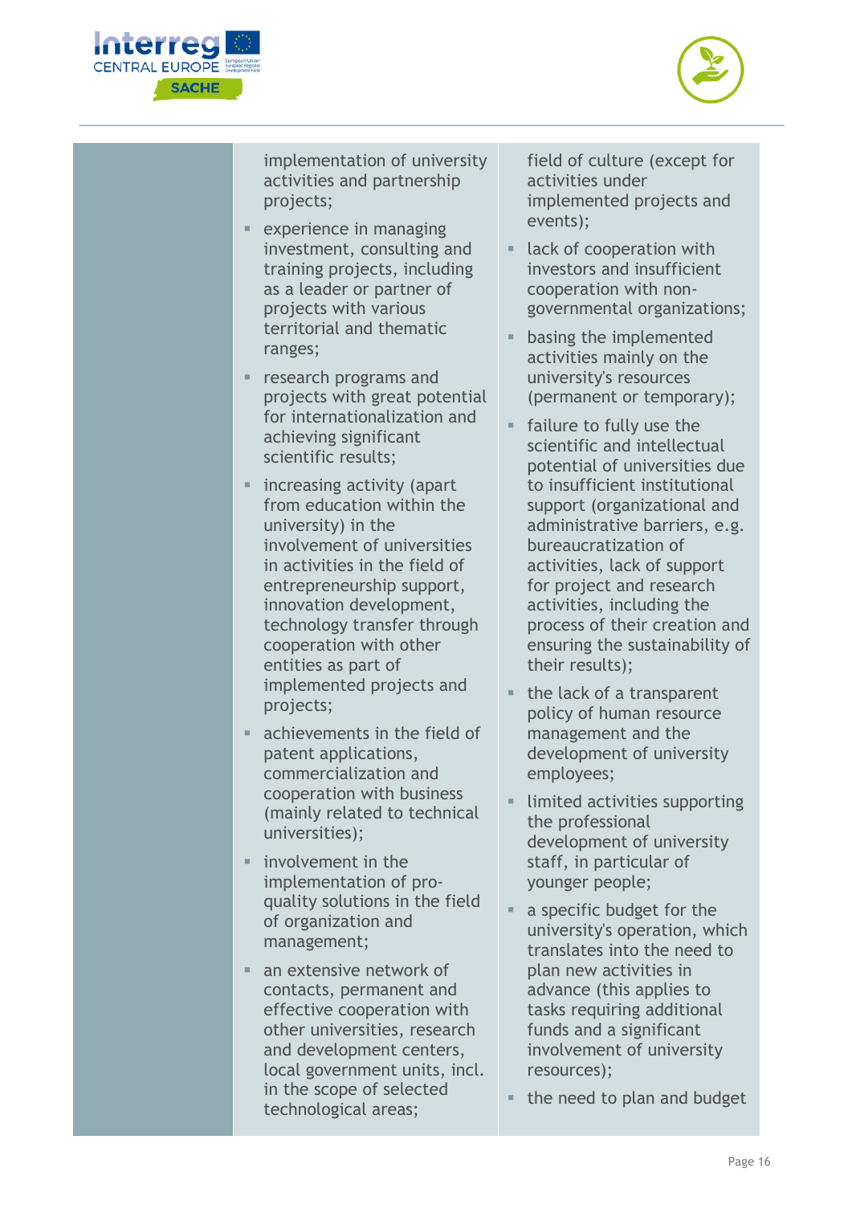| | | |
|---|---|---|
| | implementation of university activities and partnership projects;<br>▪ experience in managing investment, consulting and training projects, including as a leader or partner of projects with various territorial and thematic ranges;<br>▪ research programs and projects with great potential for internationalization and achieving significant scientific results;<br>▪ increasing activity (apart from education within the university) in the involvement of universities in activities in the field of entrepreneurship support, innovation development, technology transfer through cooperation with other entities as part of implemented projects and projects;<br>▪ achievements in the field of patent applications, commercialization and cooperation with business (mainly related to technical universities);<br>▪ involvement in the implementation of pro-quality solutions in the field of organization and management;<br>▪ an extensive network of contacts, permanent and effective cooperation with other universities, research and development centers, local government units, incl. in the scope of selected technological areas; | field of culture (except for activities under implemented projects and events);<br>▪ lack of cooperation with investors and insufficient cooperation with non-governmental organizations;<br>▪ basing the implemented activities mainly on the university's resources (permanent or temporary);<br>▪ failure to fully use the scientific and intellectual potential of universities due to insufficient institutional support (organizational and administrative barriers, e.g. bureaucratization of activities, lack of support for project and research activities, including the process of their creation and ensuring the sustainability of their results);<br>▪ the lack of a transparent policy of human resource management and the development of university employees;<br>▪ limited activities supporting the professional development of university staff, in particular of younger people;<br>▪ a specific budget for the university's operation, which translates into the need to plan new activities in advance (this applies to tasks requiring additional funds and a significant involvement of university resources);<br>▪ the need to plan and budget |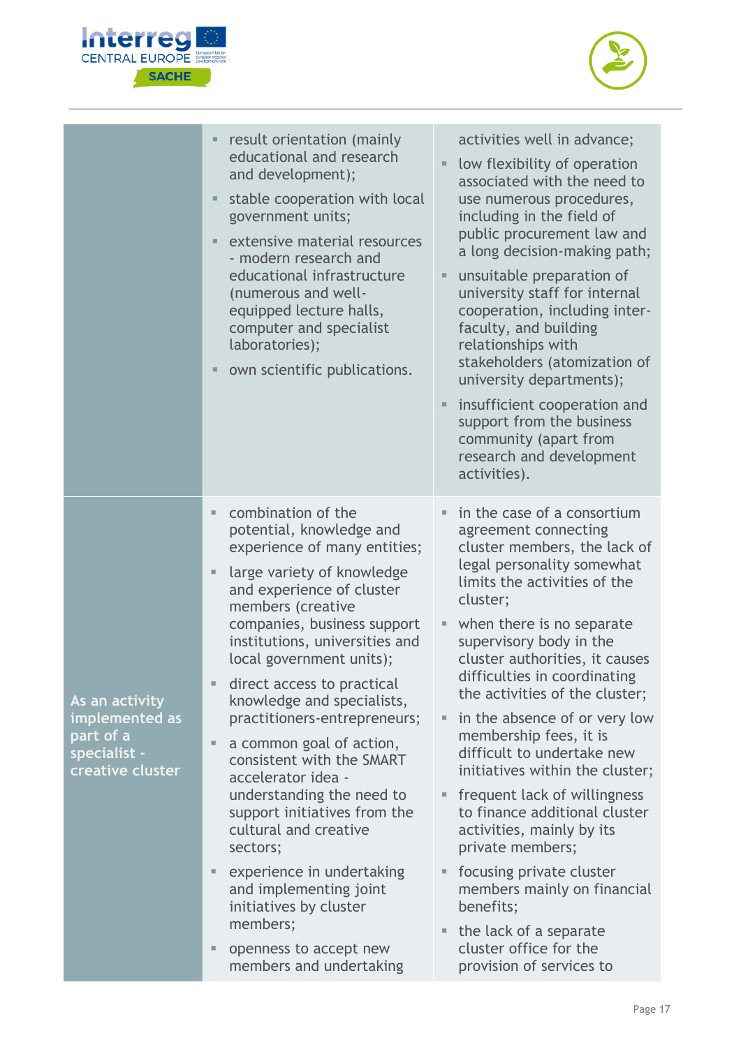| | | |
|---|---|---|
| | ▪ result orientation (mainly educational and research and development);<br>▪ stable cooperation with local government units;<br>▪ extensive material resources - modern research and educational infrastructure (numerous and well-equipped lecture halls, computer and specialist laboratories);<br>▪ own scientific publications. | activities well in advance;<br>▪ low flexibility of operation associated with the need to use numerous procedures, including in the field of public procurement law and a long decision-making path;<br>▪ unsuitable preparation of university staff for internal cooperation, including inter-faculty, and building relationships with stakeholders (atomization of university departments);<br>▪ insufficient cooperation and support from the business community (apart from research and development activities). |
| **As an activity implemented as part of a specialist - creative cluster** | ▪ combination of the potential, knowledge and experience of many entities;<br>▪ large variety of knowledge and experience of cluster members (creative companies, business support institutions, universities and local government units);<br>▪ direct access to practical knowledge and specialists, practitioners-entrepreneurs;<br>▪ a common goal of action, consistent with the SMART accelerator idea - understanding the need to support initiatives from the cultural and creative sectors;<br>▪ experience in undertaking and implementing joint initiatives by cluster members;<br>▪ openness to accept new members and undertaking | ▪ in the case of a consortium agreement connecting cluster members, the lack of legal personality somewhat limits the activities of the cluster;<br>▪ when there is no separate supervisory body in the cluster authorities, it causes difficulties in coordinating the activities of the cluster;<br>▪ in the absence of or very low membership fees, it is difficult to undertake new initiatives within the cluster;<br>▪ frequent lack of willingness to finance additional cluster activities, mainly by its private members;<br>▪ focusing private cluster members mainly on financial benefits;<br>▪ the lack of a separate cluster office for the provision of services to |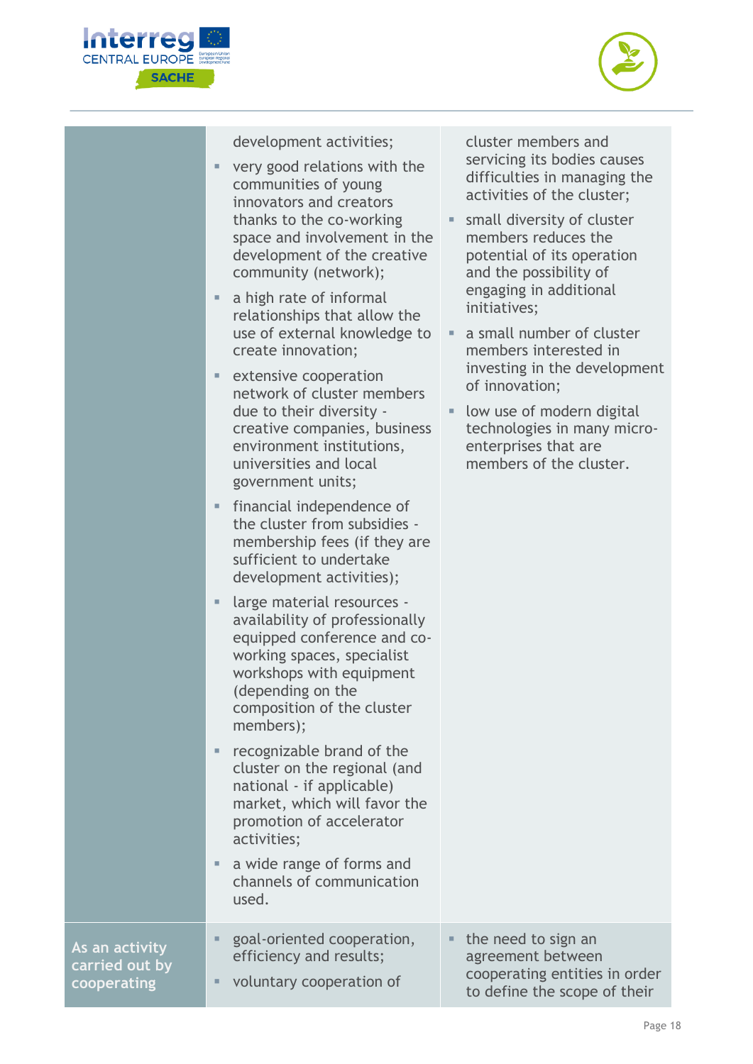| | | |
|---|---|---|
| | development activities;<br>▪ very good relations with the communities of young innovators and creators thanks to the co-working space and involvement in the development of the creative community (network);<br>▪ a high rate of informal relationships that allow the use of external knowledge to create innovation;<br>▪ extensive cooperation network of cluster members due to their diversity - creative companies, business environment institutions, universities and local government units;<br>▪ financial independence of the cluster from subsidies - membership fees (if they are sufficient to undertake development activities);<br>▪ large material resources - availability of professionally equipped conference and co-working spaces, specialist workshops with equipment (depending on the composition of the cluster members);<br>▪ recognizable brand of the cluster on the regional (and national - if applicable) market, which will favor the promotion of accelerator activities;<br>▪ a wide range of forms and channels of communication used. | cluster members and servicing its bodies causes difficulties in managing the activities of the cluster;<br>▪ small diversity of cluster members reduces the potential of its operation and the possibility of engaging in additional initiatives;<br>▪ a small number of cluster members interested in investing in the development of innovation;<br>▪ low use of modern digital technologies in many micro-enterprises that are members of the cluster. |
| **As an activity carried out by cooperating** | ▪ goal-oriented cooperation, efficiency and results;<br>▪ voluntary cooperation of | ▪ the need to sign an agreement between cooperating entities in order to define the scope of their |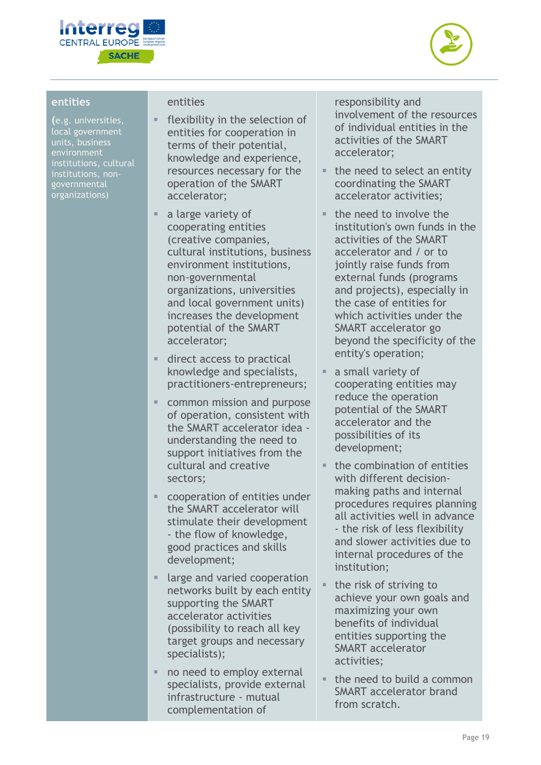| entities (e.g. universities, local government units, business environment institutions, cultural institutions, non-governmental organizations) | entities<br>▪ flexibility in the selection of entities for cooperation in terms of their potential, knowledge and experience, resources necessary for the operation of the SMART accelerator;<br>▪ a large variety of cooperating entities (creative companies, cultural institutions, business environment institutions, non-governmental organizations, universities and local government units) increases the development potential of the SMART accelerator;<br>▪ direct access to practical knowledge and specialists, practitioners-entrepreneurs;<br>▪ common mission and purpose of operation, consistent with the SMART accelerator idea - understanding the need to support initiatives from the cultural and creative sectors;<br>▪ cooperation of entities under the SMART accelerator will stimulate their development - the flow of knowledge, good practices and skills development;<br>▪ large and varied cooperation networks built by each entity supporting the SMART accelerator activities (possibility to reach all key target groups and necessary specialists);<br>▪ no need to employ external specialists, provide external infrastructure - mutual complementation of | responsibility and involvement of the resources of individual entities in the activities of the SMART accelerator;<br>▪ the need to select an entity coordinating the SMART accelerator activities;<br>▪ the need to involve the institution's own funds in the activities of the SMART accelerator and / or to jointly raise funds from external funds (programs and projects), especially in the case of entities for which activities under the SMART accelerator go beyond the specificity of the entity's operation;<br>▪ a small variety of cooperating entities may reduce the operation potential of the SMART accelerator and the possibilities of its development;<br>▪ the combination of entities with different decision-making paths and internal procedures requires planning all activities well in advance - the risk of less flexibility and slower activities due to internal procedures of the institution;<br>▪ the risk of striving to achieve your own goals and maximizing your own benefits of individual entities supporting the SMART accelerator activities;<br>▪ the need to build a common SMART accelerator brand from scratch. |
|---|---|---|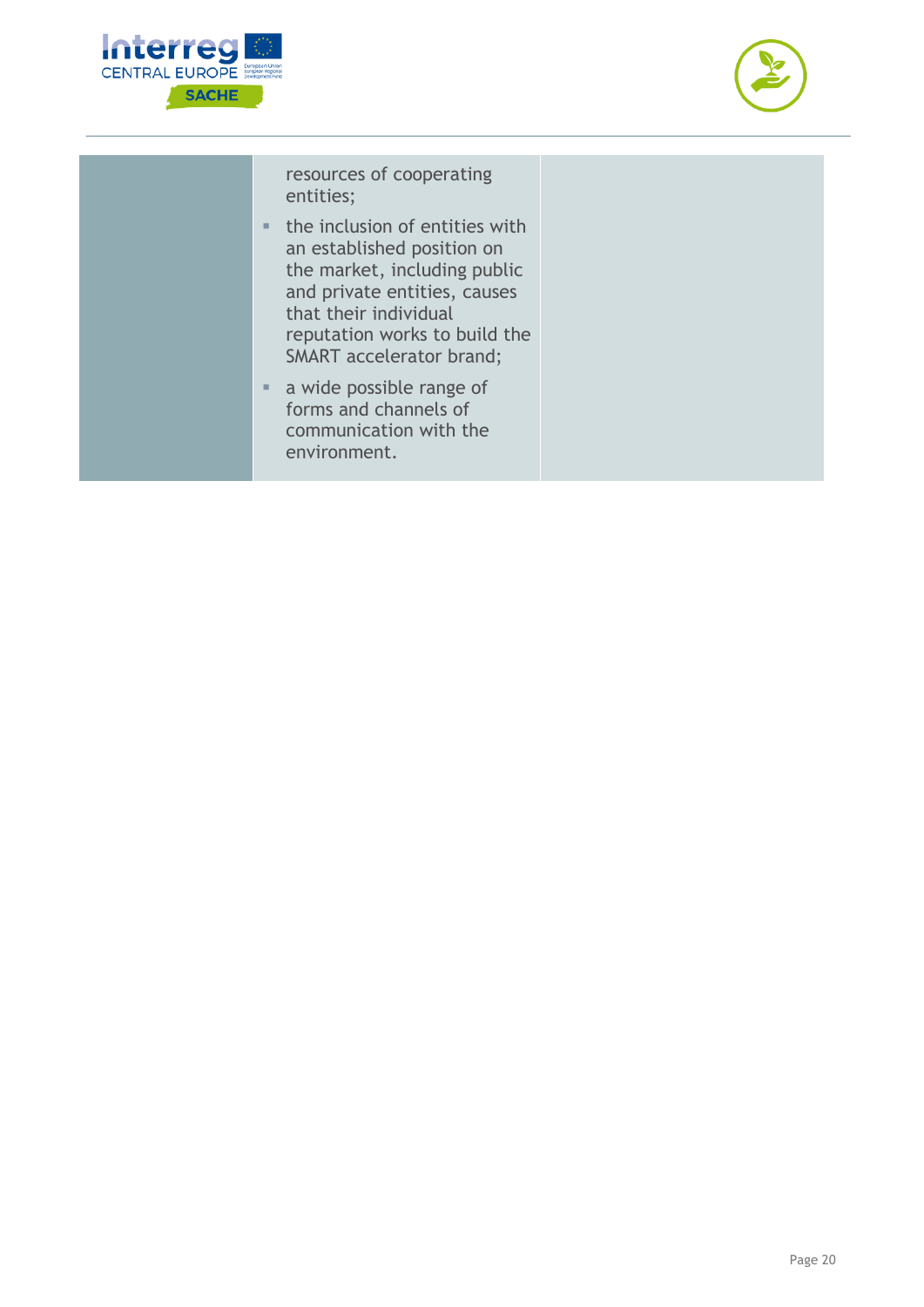| | | |
|---|---|---|
| | resources of cooperating entities;<br>▪ the inclusion of entities with an established position on the market, including public and private entities, causes that their individual reputation works to build the SMART accelerator brand;<br>▪ a wide possible range of forms and channels of communication with the environment. | |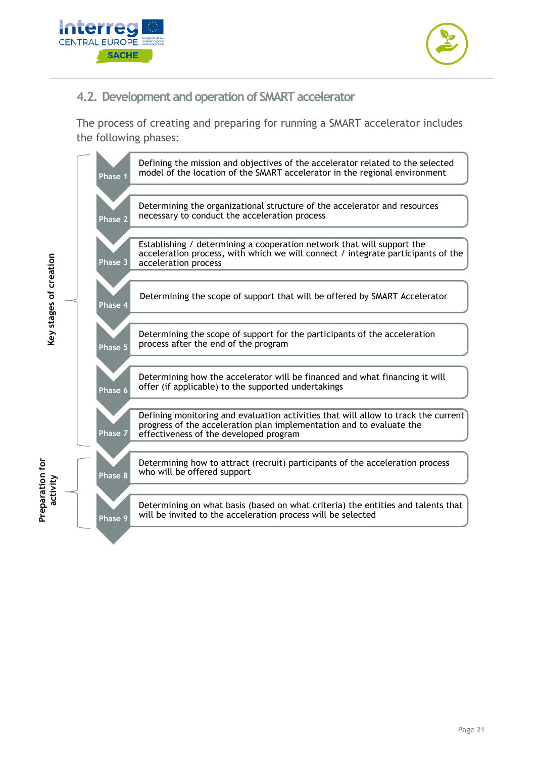## 4.2. Development and operation of SMART accelerator

The process of creating and preparing for running a SMART accelerator includes the following phases:

**Key stages of creation**

- **Phase 1** – Defining the mission and objectives of the accelerator related to the selected model of the location of the SMART accelerator in the regional environment
- **Phase 2** – Determining the organizational structure of the accelerator and resources necessary to conduct the acceleration process
- **Phase 3** – Establishing / determining a cooperation network that will support the acceleration process, with which we will connect / integrate participants of the acceleration process
- **Phase 4** – Determining the scope of support that will be offered by SMART Accelerator
- **Phase 5** – Determining the scope of support for the participants of the acceleration process after the end of the program
- **Phase 6** – Determining how the accelerator will be financed and what financing it will offer (if applicable) to the supported undertakings
- **Phase 7** – Defining monitoring and evaluation activities that will allow to track the current progress of the acceleration plan implementation and to evaluate the effectiveness of the developed program

**Preparation for activity**

- **Phase 8** – Determining how to attract (recruit) participants of the acceleration process who will be offered support
- **Phase 9** – Determining on what basis (based on what criteria) the entities and talents that will be invited to the acceleration process will be selected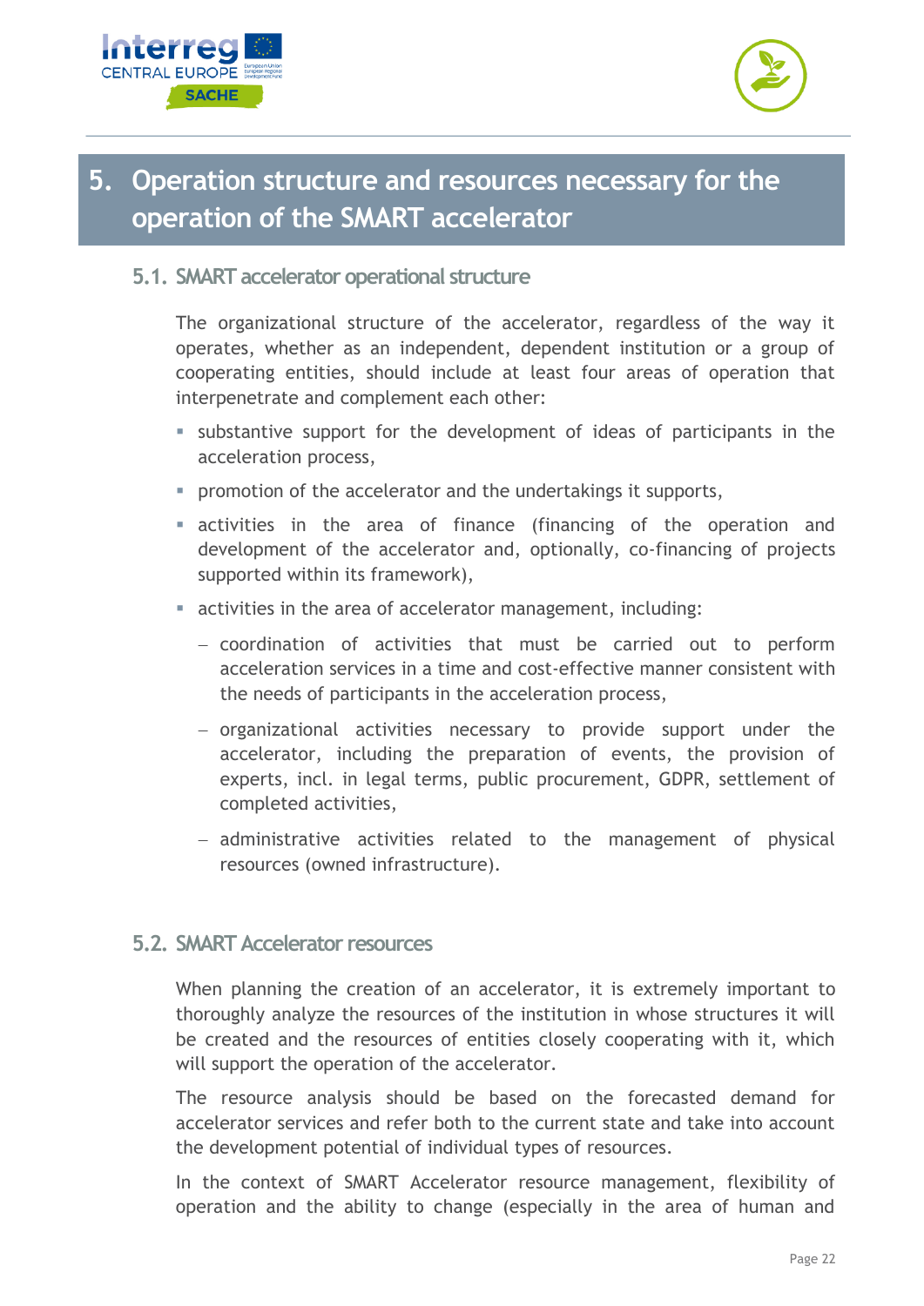# 5. Operation structure and resources necessary for the operation of the SMART accelerator

## 5.1. SMART accelerator operational structure

The organizational structure of the accelerator, regardless of the way it operates, whether as an independent, dependent institution or a group of cooperating entities, should include at least four areas of operation that interpenetrate and complement each other:

- substantive support for the development of ideas of participants in the acceleration process,
- promotion of the accelerator and the undertakings it supports,
- activities in the area of finance (financing of the operation and development of the accelerator and, optionally, co-financing of projects supported within its framework),
- activities in the area of accelerator management, including:
  - coordination of activities that must be carried out to perform acceleration services in a time and cost-effective manner consistent with the needs of participants in the acceleration process,
  - organizational activities necessary to provide support under the accelerator, including the preparation of events, the provision of experts, incl. in legal terms, public procurement, GDPR, settlement of completed activities,
  - administrative activities related to the management of physical resources (owned infrastructure).

## 5.2. SMART Accelerator resources

When planning the creation of an accelerator, it is extremely important to thoroughly analyze the resources of the institution in whose structures it will be created and the resources of entities closely cooperating with it, which will support the operation of the accelerator.

The resource analysis should be based on the forecasted demand for accelerator services and refer both to the current state and take into account the development potential of individual types of resources.

In the context of SMART Accelerator resource management, flexibility of operation and the ability to change (especially in the area of human and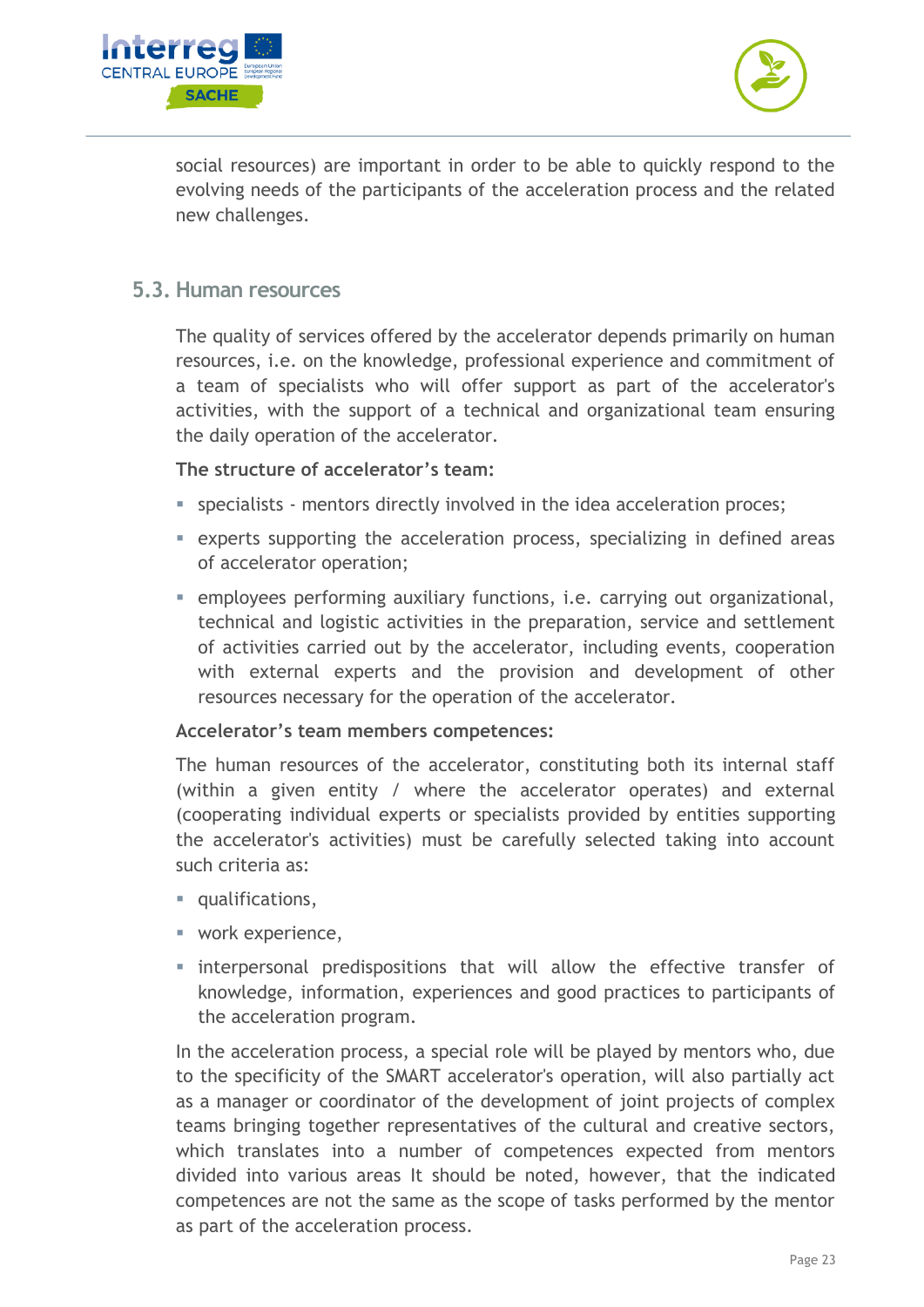social resources) are important in order to be able to quickly respond to the evolving needs of the participants of the acceleration process and the related new challenges.

## 5.3. Human resources

The quality of services offered by the accelerator depends primarily on human resources, i.e. on the knowledge, professional experience and commitment of a team of specialists who will offer support as part of the accelerator's activities, with the support of a technical and organizational team ensuring the daily operation of the accelerator.

**The structure of accelerator's team:**

- specialists - mentors directly involved in the idea acceleration proces;
- experts supporting the acceleration process, specializing in defined areas of accelerator operation;
- employees performing auxiliary functions, i.e. carrying out organizational, technical and logistic activities in the preparation, service and settlement of activities carried out by the accelerator, including events, cooperation with external experts and the provision and development of other resources necessary for the operation of the accelerator.

**Accelerator's team members competences:**

The human resources of the accelerator, constituting both its internal staff (within a given entity / where the accelerator operates) and external (cooperating individual experts or specialists provided by entities supporting the accelerator's activities) must be carefully selected taking into account such criteria as:

- qualifications,
- work experience,
- interpersonal predispositions that will allow the effective transfer of knowledge, information, experiences and good practices to participants of the acceleration program.

In the acceleration process, a special role will be played by mentors who, due to the specificity of the SMART accelerator's operation, will also partially act as a manager or coordinator of the development of joint projects of complex teams bringing together representatives of the cultural and creative sectors, which translates into a number of competences expected from mentors divided into various areas It should be noted, however, that the indicated competences are not the same as the scope of tasks performed by the mentor as part of the acceleration process.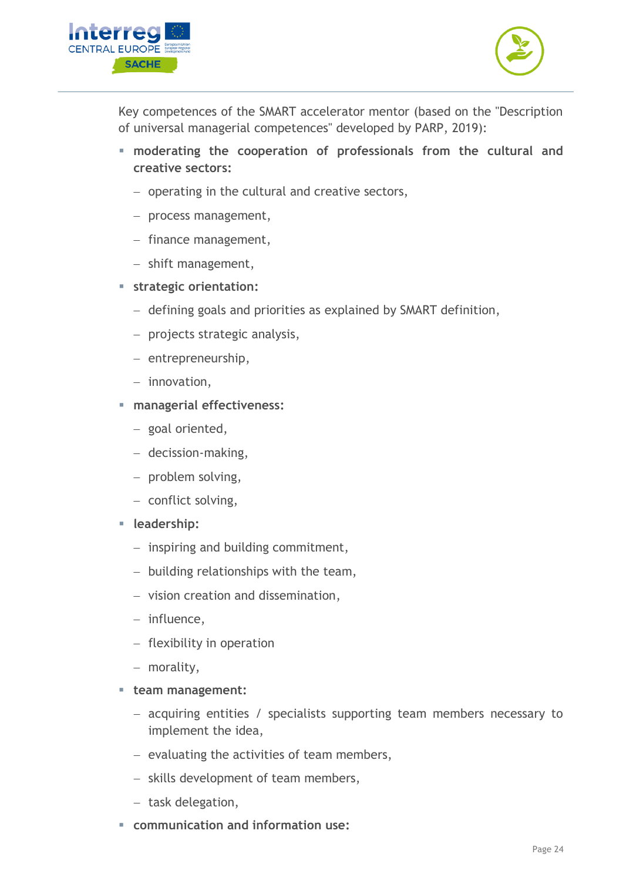Key competences of the SMART accelerator mentor (based on the "Description of universal managerial competences" developed by PARP, 2019):

- **moderating the cooperation of professionals from the cultural and creative sectors:**
  - operating in the cultural and creative sectors,
  - process management,
  - finance management,
  - shift management,
- **strategic orientation:**
  - defining goals and priorities as explained by SMART definition,
  - projects strategic analysis,
  - entrepreneurship,
  - innovation,
- **managerial effectiveness:**
  - goal oriented,
  - decission-making,
  - problem solving,
  - conflict solving,
- **leadership:**
  - inspiring and building commitment,
  - building relationships with the team,
  - vision creation and dissemination,
  - influence,
  - flexibility in operation
  - morality,
- **team management:**
  - acquiring entities / specialists supporting team members necessary to implement the idea,
  - evaluating the activities of team members,
  - skills development of team members,
  - task delegation,
- **communication and information use:**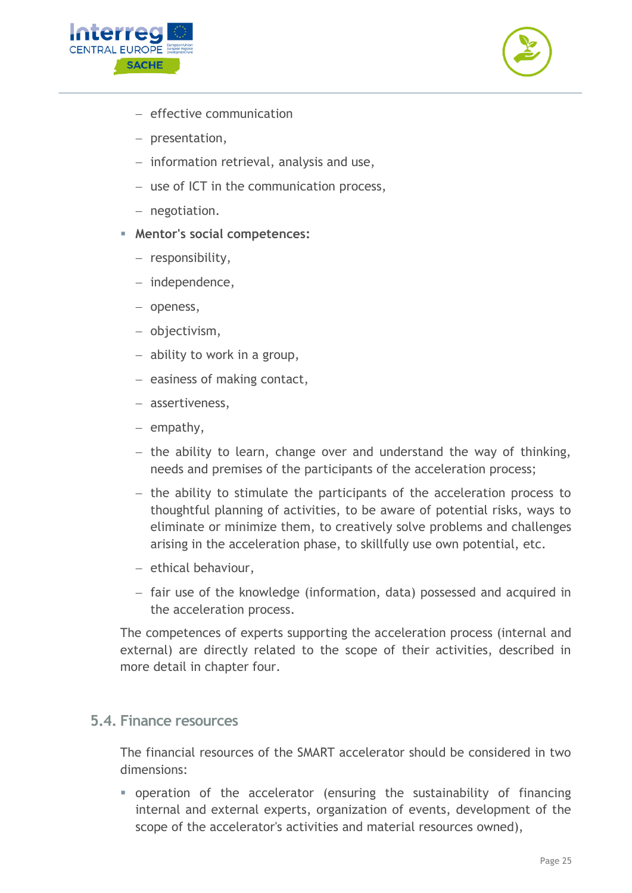- effective communication
  - presentation,
  - information retrieval, analysis and use,
  - use of ICT in the communication process,
  - negotiation.
- **Mentor's social competences:**
  - responsibility,
  - independence,
  - openess,
  - objectivism,
  - ability to work in a group,
  - easiness of making contact,
  - assertiveness,
  - empathy,
  - the ability to learn, change over and understand the way of thinking, needs and premises of the participants of the acceleration process;
  - the ability to stimulate the participants of the acceleration process to thoughtful planning of activities, to be aware of potential risks, ways to eliminate or minimize them, to creatively solve problems and challenges arising in the acceleration phase, to skillfully use own potential, etc.
  - ethical behaviour,
  - fair use of the knowledge (information, data) possessed and acquired in the acceleration process.

The competences of experts supporting the acceleration process (internal and external) are directly related to the scope of their activities, described in more detail in chapter four.

## 5.4. Finance resources

The financial resources of the SMART accelerator should be considered in two dimensions:

- operation of the accelerator (ensuring the sustainability of financing internal and external experts, organization of events, development of the scope of the accelerator's activities and material resources owned),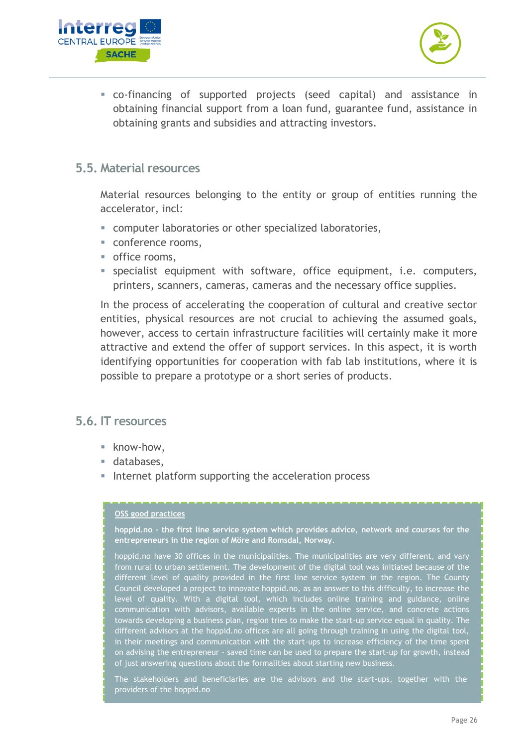- co-financing of supported projects (seed capital) and assistance in obtaining financial support from a loan fund, guarantee fund, assistance in obtaining grants and subsidies and attracting investors.

## 5.5. Material resources

Material resources belonging to the entity or group of entities running the accelerator, incl:

- computer laboratories or other specialized laboratories,
- conference rooms,
- office rooms,
- specialist equipment with software, office equipment, i.e. computers, printers, scanners, cameras, cameras and the necessary office supplies.

In the process of accelerating the cooperation of cultural and creative sector entities, physical resources are not crucial to achieving the assumed goals, however, access to certain infrastructure facilities will certainly make it more attractive and extend the offer of support services. In this aspect, it is worth identifying opportunities for cooperation with fab lab institutions, where it is possible to prepare a prototype or a short series of products.

## 5.6. IT resources

- know-how,
- databases,
- Internet platform supporting the acceleration process

OSS good practices

**hoppid.no - the first line service system which provides advice, network and courses for the entrepreneurs in the region of Möre and Romsdal, Norway.**

hoppid.no have 30 offices in the municipalities. The municipalities are very different, and vary from rural to urban settlement. The development of the digital tool was initiated because of the different level of quality provided in the first line service system in the region. The County Council developed a project to innovate hoppid.no, as an answer to this difficulty, to increase the level of quality. With a digital tool, which includes online training and guidance, online communication with advisors, available experts in the online service, and concrete actions towards developing a business plan, region tries to make the start-up service equal in quality. The different advisors at the hoppid.no offices are all going through training in using the digital tool, in their meetings and communication with the start-ups to increase efficiency of the time spent on advising the entrepreneur - saved time can be used to prepare the start-up for growth, instead of just answering questions about the formalities about starting new business.

The stakeholders and beneficiaries are the advisors and the start-ups, together with the providers of the hoppid.no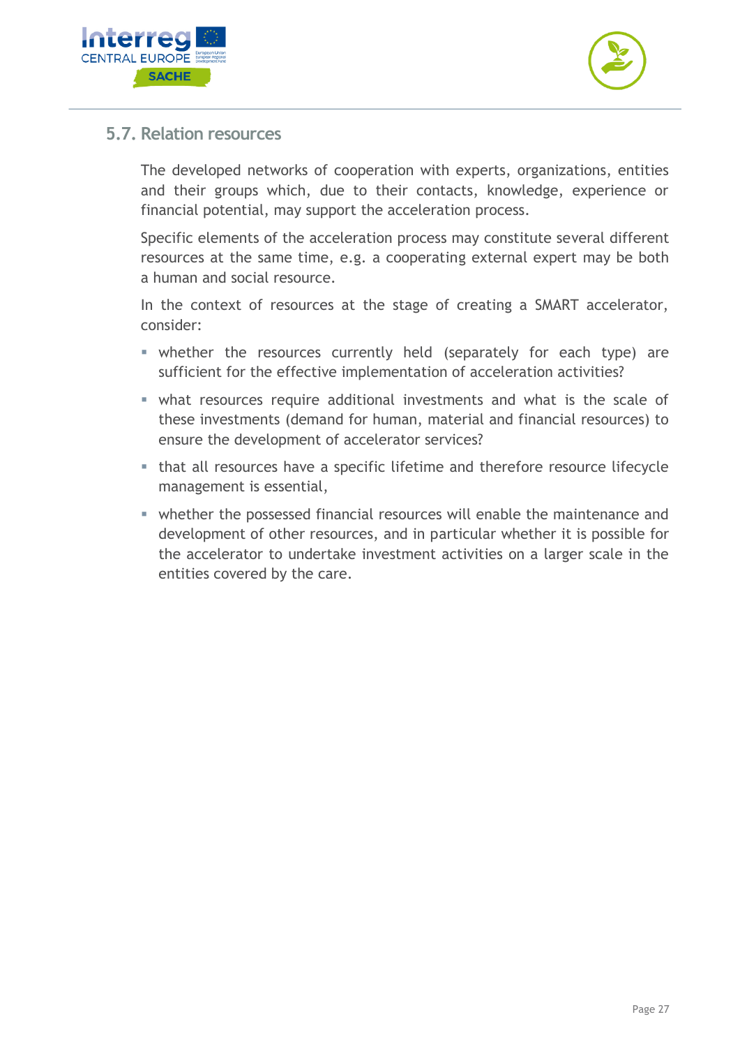## 5.7. Relation resources

The developed networks of cooperation with experts, organizations, entities and their groups which, due to their contacts, knowledge, experience or financial potential, may support the acceleration process.

Specific elements of the acceleration process may constitute several different resources at the same time, e.g. a cooperating external expert may be both a human and social resource.

In the context of resources at the stage of creating a SMART accelerator, consider:

- whether the resources currently held (separately for each type) are sufficient for the effective implementation of acceleration activities?
- what resources require additional investments and what is the scale of these investments (demand for human, material and financial resources) to ensure the development of accelerator services?
- that all resources have a specific lifetime and therefore resource lifecycle management is essential,
- whether the possessed financial resources will enable the maintenance and development of other resources, and in particular whether it is possible for the accelerator to undertake investment activities on a larger scale in the entities covered by the care.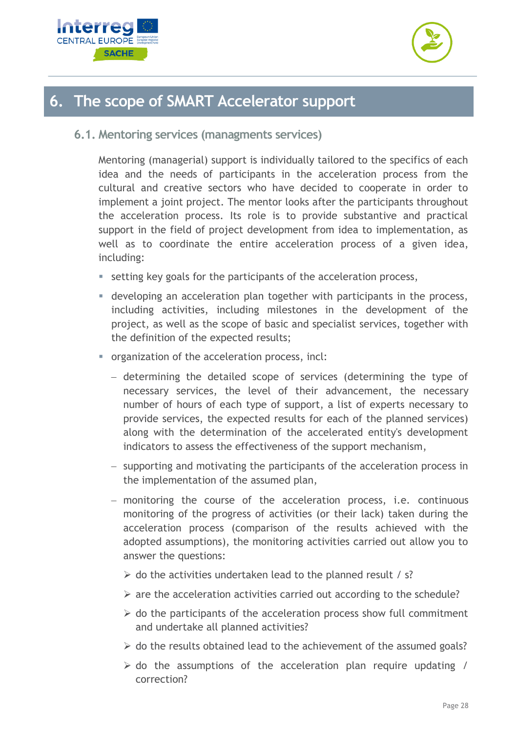# 6. The scope of SMART Accelerator support

## 6.1. Mentoring services (managments services)

Mentoring (managerial) support is individually tailored to the specifics of each idea and the needs of participants in the acceleration process from the cultural and creative sectors who have decided to cooperate in order to implement a joint project. The mentor looks after the participants throughout the acceleration process. Its role is to provide substantive and practical support in the field of project development from idea to implementation, as well as to coordinate the entire acceleration process of a given idea, including:

- setting key goals for the participants of the acceleration process,
- developing an acceleration plan together with participants in the process, including activities, including milestones in the development of the project, as well as the scope of basic and specialist services, together with the definition of the expected results;
- organization of the acceleration process, incl:
  - determining the detailed scope of services (determining the type of necessary services, the level of their advancement, the necessary number of hours of each type of support, a list of experts necessary to provide services, the expected results for each of the planned services) along with the determination of the accelerated entity's development indicators to assess the effectiveness of the support mechanism,
  - supporting and motivating the participants of the acceleration process in the implementation of the assumed plan,
  - monitoring the course of the acceleration process, i.e. continuous monitoring of the progress of activities (or their lack) taken during the acceleration process (comparison of the results achieved with the adopted assumptions), the monitoring activities carried out allow you to answer the questions:
    - do the activities undertaken lead to the planned result / s?
    - are the acceleration activities carried out according to the schedule?
    - do the participants of the acceleration process show full commitment and undertake all planned activities?
    - do the results obtained lead to the achievement of the assumed goals?
    - do the assumptions of the acceleration plan require updating / correction?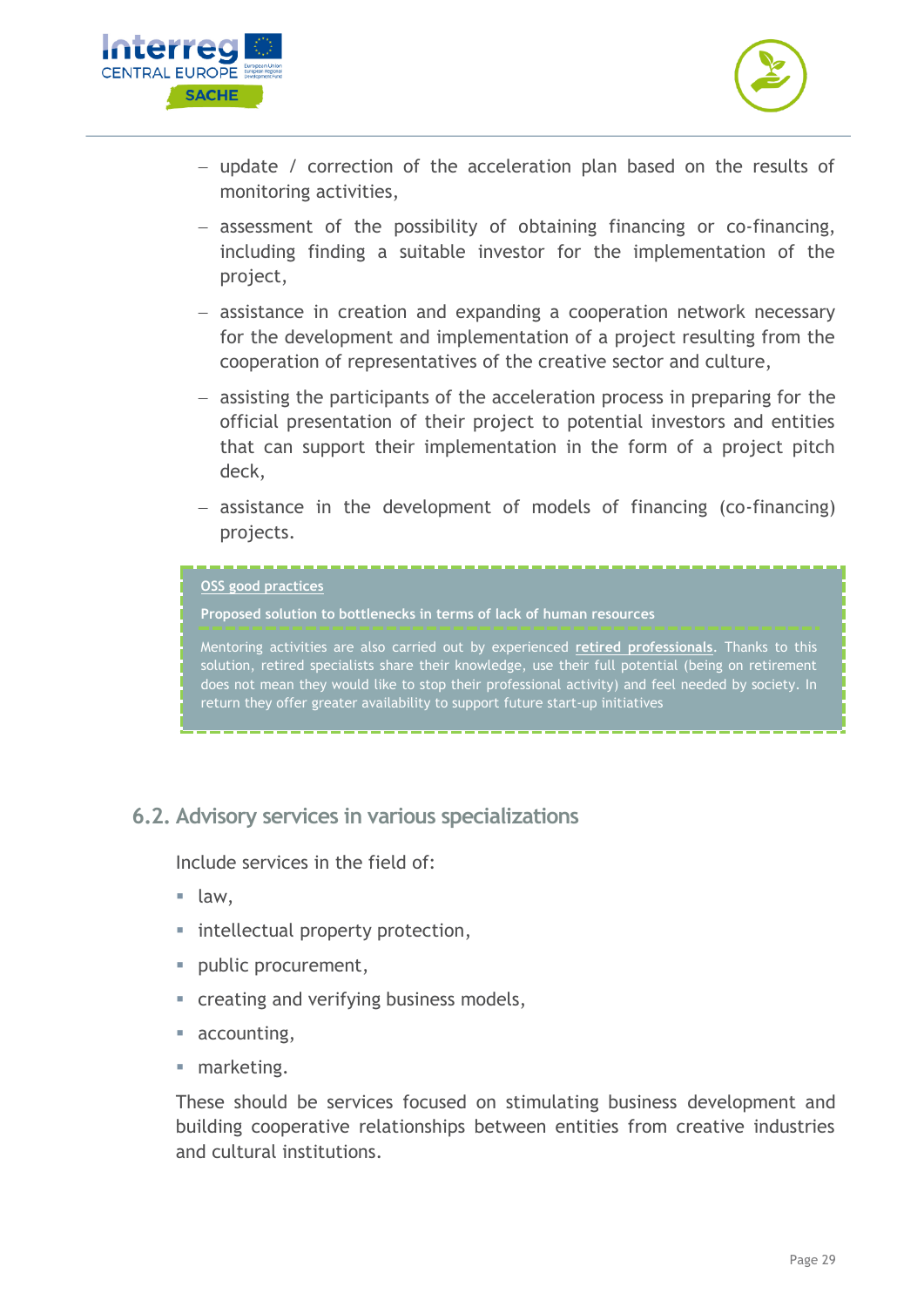- update / correction of the acceleration plan based on the results of monitoring activities,
- assessment of the possibility of obtaining financing or co-financing, including finding a suitable investor for the implementation of the project,
- assistance in creation and expanding a cooperation network necessary for the development and implementation of a project resulting from the cooperation of representatives of the creative sector and culture,
- assisting the participants of the acceleration process in preparing for the official presentation of their project to potential investors and entities that can support their implementation in the form of a project pitch deck,
- assistance in the development of models of financing (co-financing) projects.

> OSS good practices
>
> **Proposed solution to bottlenecks in terms of lack of human resources**
>
> Mentoring activities are also carried out by experienced **retired professionals**. Thanks to this solution, retired specialists share their knowledge, use their full potential (being on retirement does not mean they would like to stop their professional activity) and feel needed by society. In return they offer greater availability to support future start-up initiatives

## 6.2. Advisory services in various specializations

Include services in the field of:

- law,
- intellectual property protection,
- public procurement,
- creating and verifying business models,
- accounting,
- marketing.

These should be services focused on stimulating business development and building cooperative relationships between entities from creative industries and cultural institutions.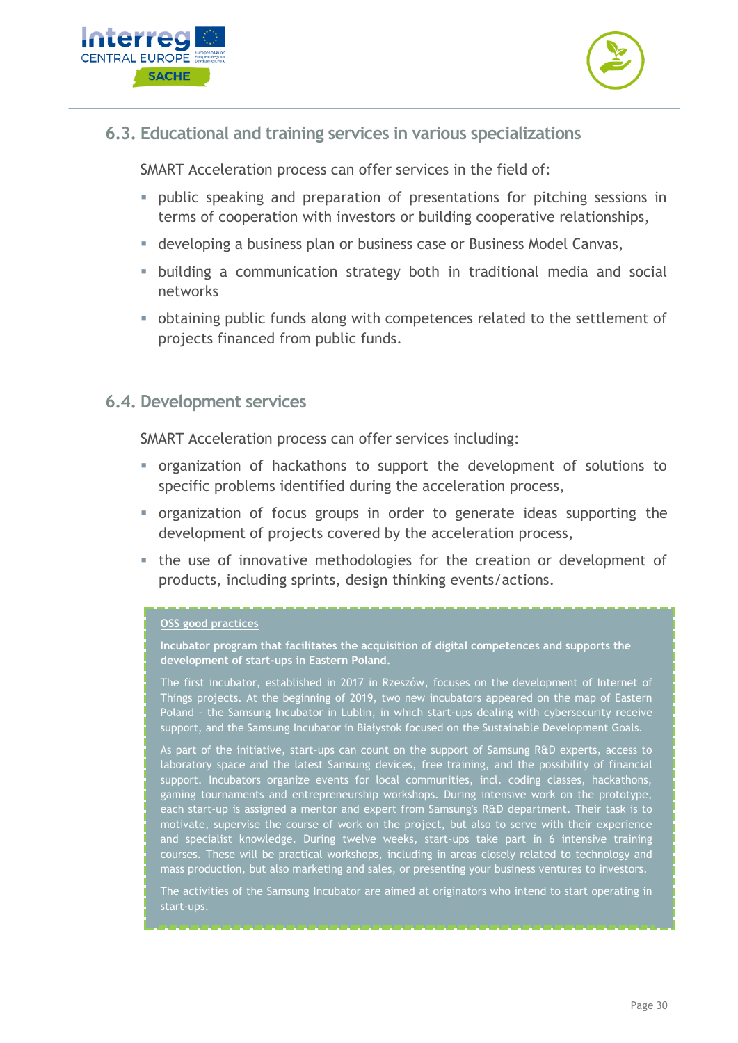## 6.3. Educational and training services in various specializations

SMART Acceleration process can offer services in the field of:

- public speaking and preparation of presentations for pitching sessions in terms of cooperation with investors or building cooperative relationships,
- developing a business plan or business case or Business Model Canvas,
- building a communication strategy both in traditional media and social networks
- obtaining public funds along with competences related to the settlement of projects financed from public funds.

## 6.4. Development services

SMART Acceleration process can offer services including:

- organization of hackathons to support the development of solutions to specific problems identified during the acceleration process,
- organization of focus groups in order to generate ideas supporting the development of projects covered by the acceleration process,
- the use of innovative methodologies for the creation or development of products, including sprints, design thinking events/actions.

OSS good practices

**Incubator program that facilitates the acquisition of digital competences and supports the development of start-ups in Eastern Poland.**

The first incubator, established in 2017 in Rzeszów, focuses on the development of Internet of Things projects. At the beginning of 2019, two new incubators appeared on the map of Eastern Poland - the Samsung Incubator in Lublin, in which start-ups dealing with cybersecurity receive support, and the Samsung Incubator in Białystok focused on the Sustainable Development Goals.

As part of the initiative, start-ups can count on the support of Samsung R&D experts, access to laboratory space and the latest Samsung devices, free training, and the possibility of financial support. Incubators organize events for local communities, incl. coding classes, hackathons, gaming tournaments and entrepreneurship workshops. During intensive work on the prototype, each start-up is assigned a mentor and expert from Samsung's R&D department. Their task is to motivate, supervise the course of work on the project, but also to serve with their experience and specialist knowledge. During twelve weeks, start-ups take part in 6 intensive training courses. These will be practical workshops, including in areas closely related to technology and mass production, but also marketing and sales, or presenting your business ventures to investors.

The activities of the Samsung Incubator are aimed at originators who intend to start operating in start-ups.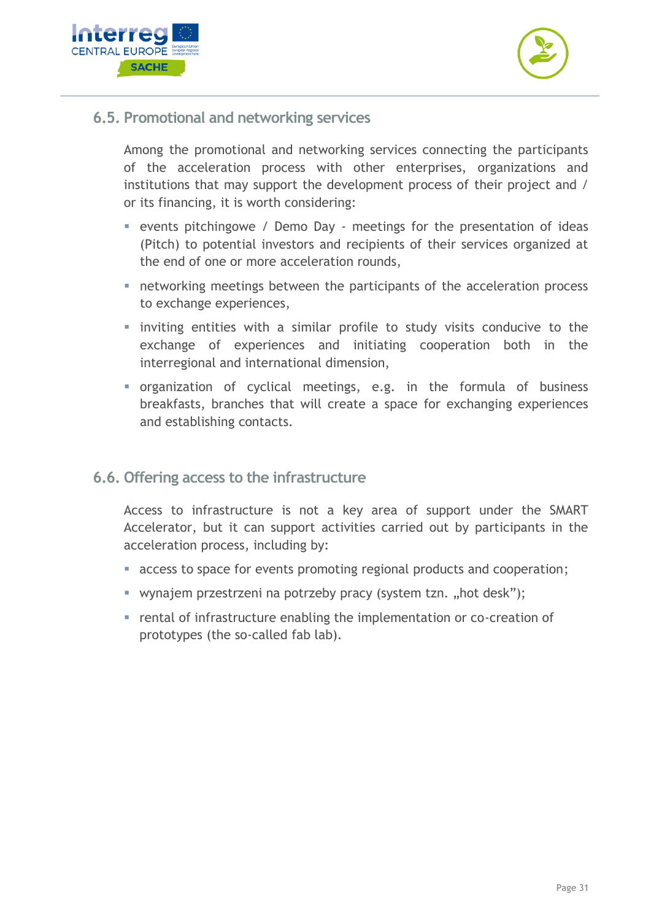## 6.5. Promotional and networking services

Among the promotional and networking services connecting the participants of the acceleration process with other enterprises, organizations and institutions that may support the development process of their project and / or its financing, it is worth considering:

- events pitchingowe / Demo Day - meetings for the presentation of ideas (Pitch) to potential investors and recipients of their services organized at the end of one or more acceleration rounds,
- networking meetings between the participants of the acceleration process to exchange experiences,
- inviting entities with a similar profile to study visits conducive to the exchange of experiences and initiating cooperation both in the interregional and international dimension,
- organization of cyclical meetings, e.g. in the formula of business breakfasts, branches that will create a space for exchanging experiences and establishing contacts.

## 6.6. Offering access to the infrastructure

Access to infrastructure is not a key area of support under the SMART Accelerator, but it can support activities carried out by participants in the acceleration process, including by:

- access to space for events promoting regional products and cooperation;
- wynajem przestrzeni na potrzeby pracy (system tzn. „hot desk");
- rental of infrastructure enabling the implementation or co-creation of prototypes (the so-called fab lab).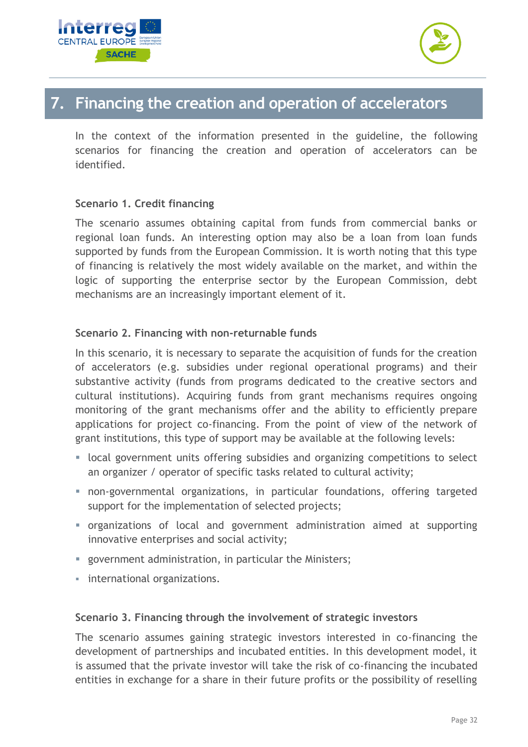# 7. Financing the creation and operation of accelerators

In the context of the information presented in the guideline, the following scenarios for financing the creation and operation of accelerators can be identified.

**Scenario 1. Credit financing**

The scenario assumes obtaining capital from funds from commercial banks or regional loan funds. An interesting option may also be a loan from loan funds supported by funds from the European Commission. It is worth noting that this type of financing is relatively the most widely available on the market, and within the logic of supporting the enterprise sector by the European Commission, debt mechanisms are an increasingly important element of it.

**Scenario 2. Financing with non-returnable funds**

In this scenario, it is necessary to separate the acquisition of funds for the creation of accelerators (e.g. subsidies under regional operational programs) and their substantive activity (funds from programs dedicated to the creative sectors and cultural institutions). Acquiring funds from grant mechanisms requires ongoing monitoring of the grant mechanisms offer and the ability to efficiently prepare applications for project co-financing. From the point of view of the network of grant institutions, this type of support may be available at the following levels:

- local government units offering subsidies and organizing competitions to select an organizer / operator of specific tasks related to cultural activity;
- non-governmental organizations, in particular foundations, offering targeted support for the implementation of selected projects;
- organizations of local and government administration aimed at supporting innovative enterprises and social activity;
- government administration, in particular the Ministers;
- international organizations.

**Scenario 3. Financing through the involvement of strategic investors**

The scenario assumes gaining strategic investors interested in co-financing the development of partnerships and incubated entities. In this development model, it is assumed that the private investor will take the risk of co-financing the incubated entities in exchange for a share in their future profits or the possibility of reselling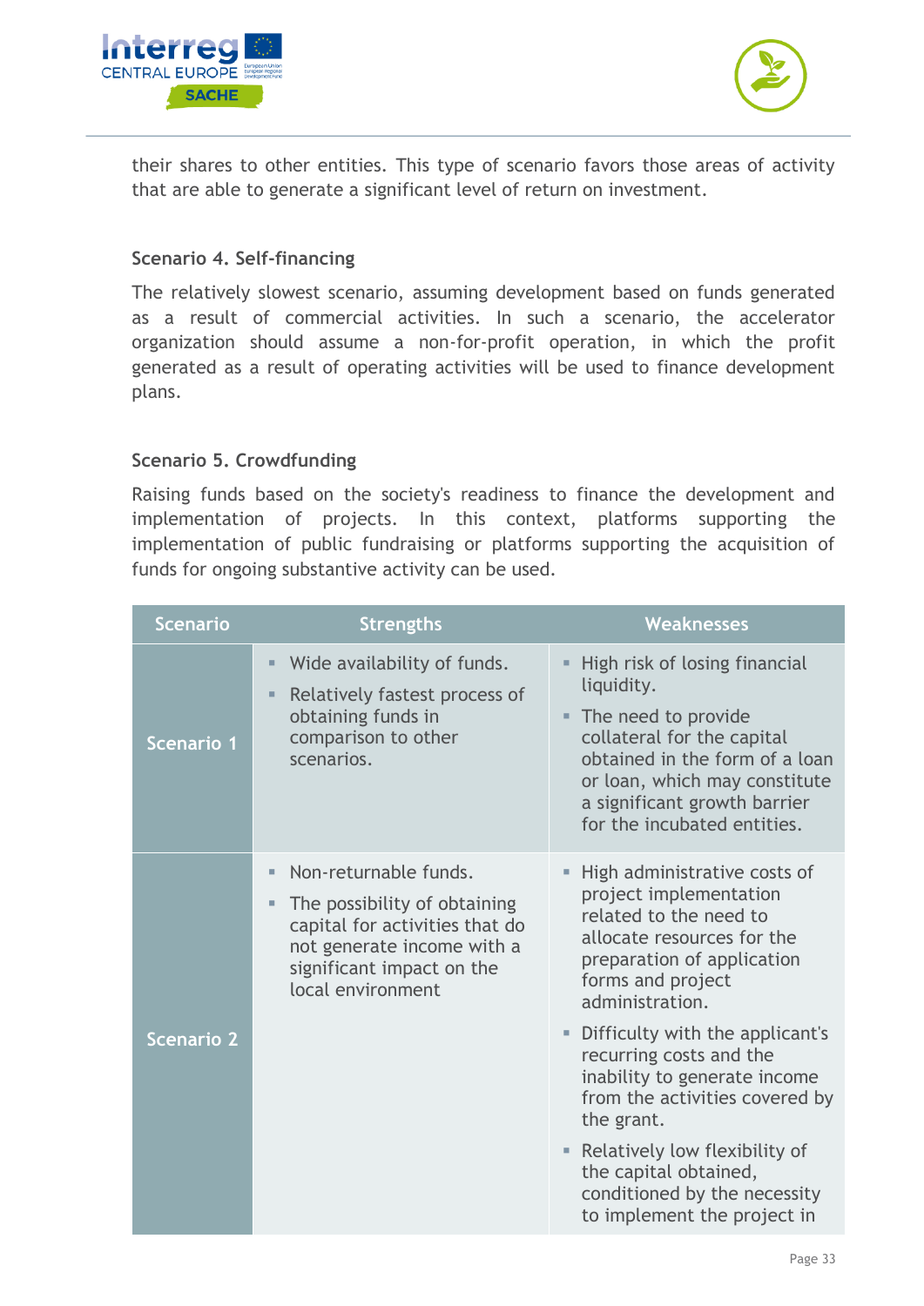their shares to other entities. This type of scenario favors those areas of activity that are able to generate a significant level of return on investment.

### Scenario 4. Self-financing

The relatively slowest scenario, assuming development based on funds generated as a result of commercial activities. In such a scenario, the accelerator organization should assume a non-for-profit operation, in which the profit generated as a result of operating activities will be used to finance development plans.

### Scenario 5. Crowdfunding

Raising funds based on the society's readiness to finance the development and implementation of projects. In this context, platforms supporting the implementation of public fundraising or platforms supporting the acquisition of funds for ongoing substantive activity can be used.

| Scenario | Strengths | Weaknesses |
|---|---|---|
| Scenario 1 | ▪ Wide availability of funds.<br>▪ Relatively fastest process of obtaining funds in comparison to other scenarios. | ▪ High risk of losing financial liquidity.<br>▪ The need to provide collateral for the capital obtained in the form of a loan or loan, which may constitute a significant growth barrier for the incubated entities. |
| Scenario 2 | ▪ Non-returnable funds.<br>▪ The possibility of obtaining capital for activities that do not generate income with a significant impact on the local environment | ▪ High administrative costs of project implementation related to the need to allocate resources for the preparation of application forms and project administration.<br>▪ Difficulty with the applicant's recurring costs and the inability to generate income from the activities covered by the grant.<br>▪ Relatively low flexibility of the capital obtained, conditioned by the necessity to implement the project in |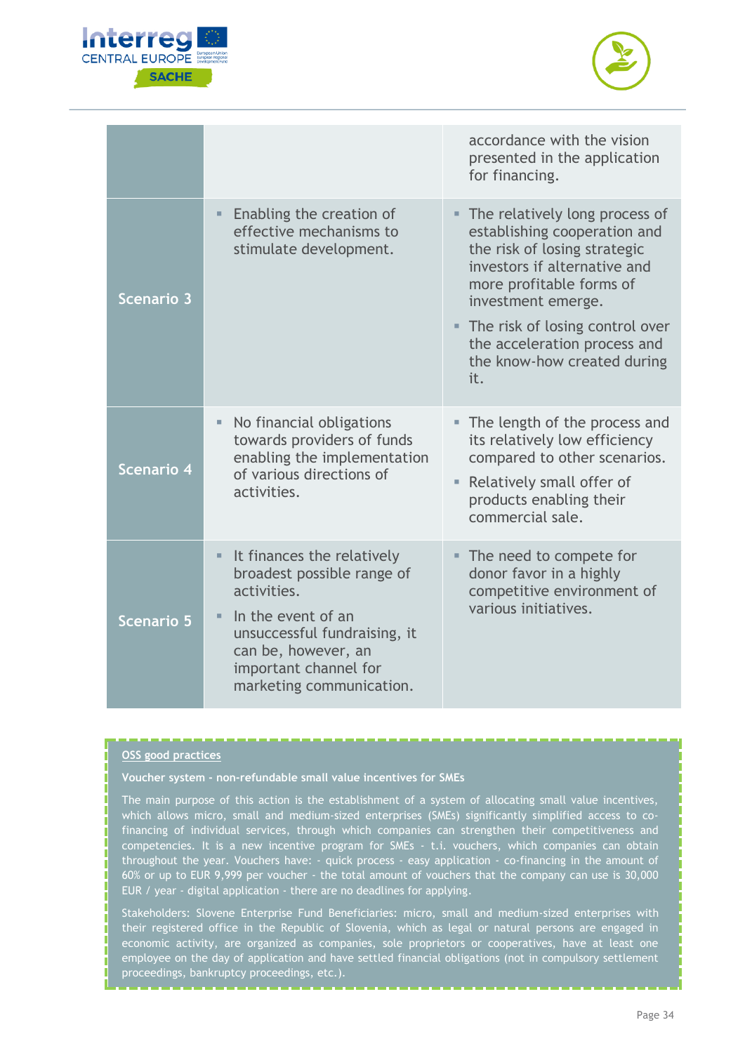| | | |
|---|---|---|
| | | accordance with the vision presented in the application for financing. |
| **Scenario 3** | ▪ Enabling the creation of effective mechanisms to stimulate development. | ▪ The relatively long process of establishing cooperation and the risk of losing strategic investors if alternative and more profitable forms of investment emerge.<br>▪ The risk of losing control over the acceleration process and the know-how created during it. |
| **Scenario 4** | ▪ No financial obligations towards providers of funds enabling the implementation of various directions of activities. | ▪ The length of the process and its relatively low efficiency compared to other scenarios.<br>▪ Relatively small offer of products enabling their commercial sale. |
| **Scenario 5** | ▪ It finances the relatively broadest possible range of activities.<br>▪ In the event of an unsuccessful fundraising, it can be, however, an important channel for marketing communication. | ▪ The need to compete for donor favor in a highly competitive environment of various initiatives. |

**OSS good practices**

**Voucher system - non-refundable small value incentives for SMEs**

The main purpose of this action is the establishment of a system of allocating small value incentives, which allows micro, small and medium-sized enterprises (SMEs) significantly simplified access to co-financing of individual services, through which companies can strengthen their competitiveness and competencies. It is a new incentive program for SMEs - t.i. vouchers, which companies can obtain throughout the year. Vouchers have: - quick process - easy application - co-financing in the amount of 60% or up to EUR 9,999 per voucher - the total amount of vouchers that the company can use is 30,000 EUR / year - digital application - there are no deadlines for applying.

Stakeholders: Slovene Enterprise Fund Beneficiaries: micro, small and medium-sized enterprises with their registered office in the Republic of Slovenia, which as legal or natural persons are engaged in economic activity, are organized as companies, sole proprietors or cooperatives, have at least one employee on the day of application and have settled financial obligations (not in compulsory settlement proceedings, bankruptcy proceedings, etc.).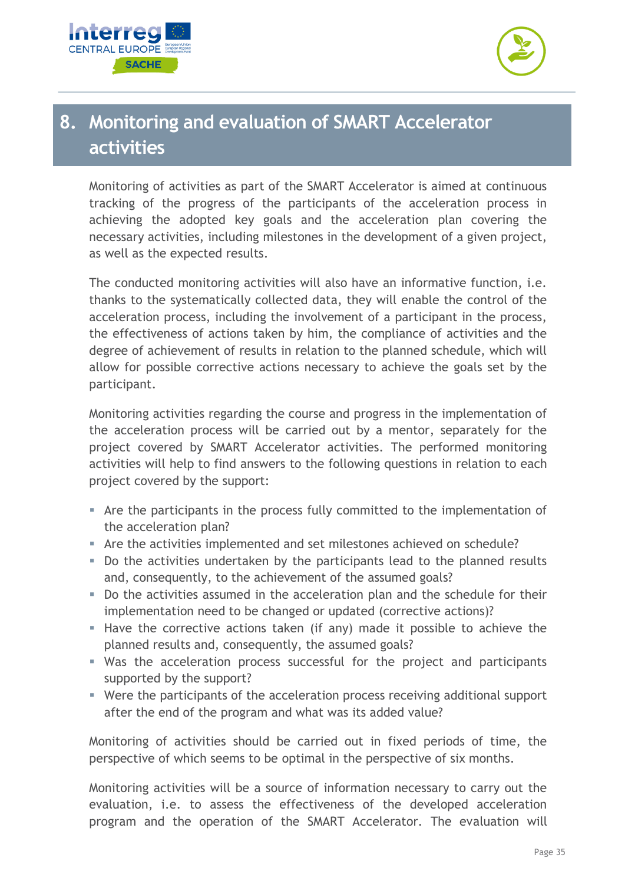# 8. Monitoring and evaluation of SMART Accelerator activities

Monitoring of activities as part of the SMART Accelerator is aimed at continuous tracking of the progress of the participants of the acceleration process in achieving the adopted key goals and the acceleration plan covering the necessary activities, including milestones in the development of a given project, as well as the expected results.

The conducted monitoring activities will also have an informative function, i.e. thanks to the systematically collected data, they will enable the control of the acceleration process, including the involvement of a participant in the process, the effectiveness of actions taken by him, the compliance of activities and the degree of achievement of results in relation to the planned schedule, which will allow for possible corrective actions necessary to achieve the goals set by the participant.

Monitoring activities regarding the course and progress in the implementation of the acceleration process will be carried out by a mentor, separately for the project covered by SMART Accelerator activities. The performed monitoring activities will help to find answers to the following questions in relation to each project covered by the support:

- Are the participants in the process fully committed to the implementation of the acceleration plan?
- Are the activities implemented and set milestones achieved on schedule?
- Do the activities undertaken by the participants lead to the planned results and, consequently, to the achievement of the assumed goals?
- Do the activities assumed in the acceleration plan and the schedule for their implementation need to be changed or updated (corrective actions)?
- Have the corrective actions taken (if any) made it possible to achieve the planned results and, consequently, the assumed goals?
- Was the acceleration process successful for the project and participants supported by the support?
- Were the participants of the acceleration process receiving additional support after the end of the program and what was its added value?

Monitoring of activities should be carried out in fixed periods of time, the perspective of which seems to be optimal in the perspective of six months.

Monitoring activities will be a source of information necessary to carry out the evaluation, i.e. to assess the effectiveness of the developed acceleration program and the operation of the SMART Accelerator. The evaluation will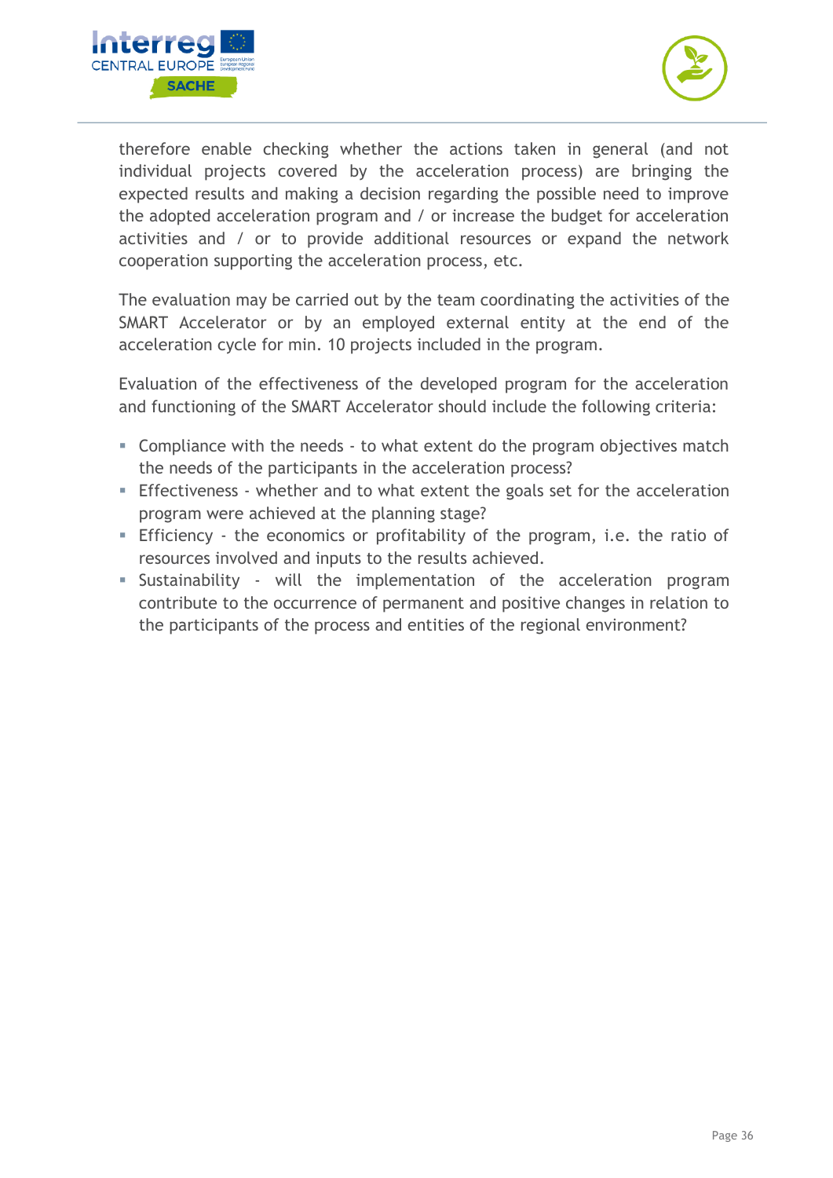therefore enable checking whether the actions taken in general (and not individual projects covered by the acceleration process) are bringing the expected results and making a decision regarding the possible need to improve the adopted acceleration program and / or increase the budget for acceleration activities and / or to provide additional resources or expand the network cooperation supporting the acceleration process, etc.

The evaluation may be carried out by the team coordinating the activities of the SMART Accelerator or by an employed external entity at the end of the acceleration cycle for min. 10 projects included in the program.

Evaluation of the effectiveness of the developed program for the acceleration and functioning of the SMART Accelerator should include the following criteria:

- Compliance with the needs - to what extent do the program objectives match the needs of the participants in the acceleration process?
- Effectiveness - whether and to what extent the goals set for the acceleration program were achieved at the planning stage?
- Efficiency - the economics or profitability of the program, i.e. the ratio of resources involved and inputs to the results achieved.
- Sustainability - will the implementation of the acceleration program contribute to the occurrence of permanent and positive changes in relation to the participants of the process and entities of the regional environment?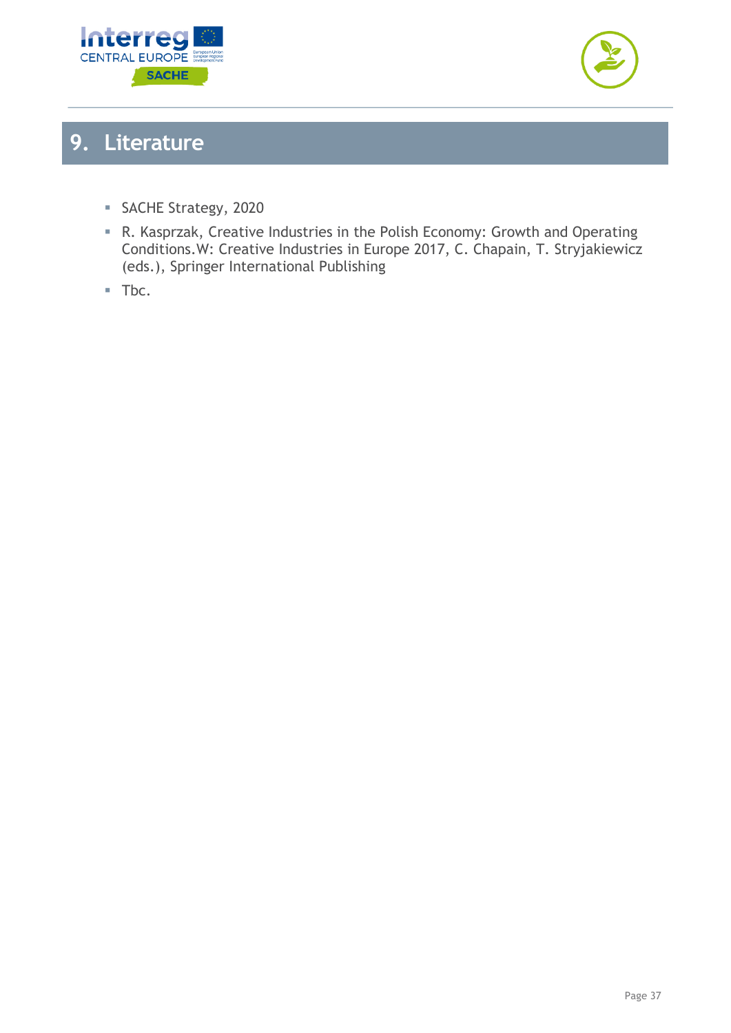# 9. Literature

- SACHE Strategy, 2020
- R. Kasprzak, Creative Industries in the Polish Economy: Growth and Operating Conditions.W: Creative Industries in Europe 2017, C. Chapain, T. Stryjakiewicz (eds.), Springer International Publishing
- Tbc.